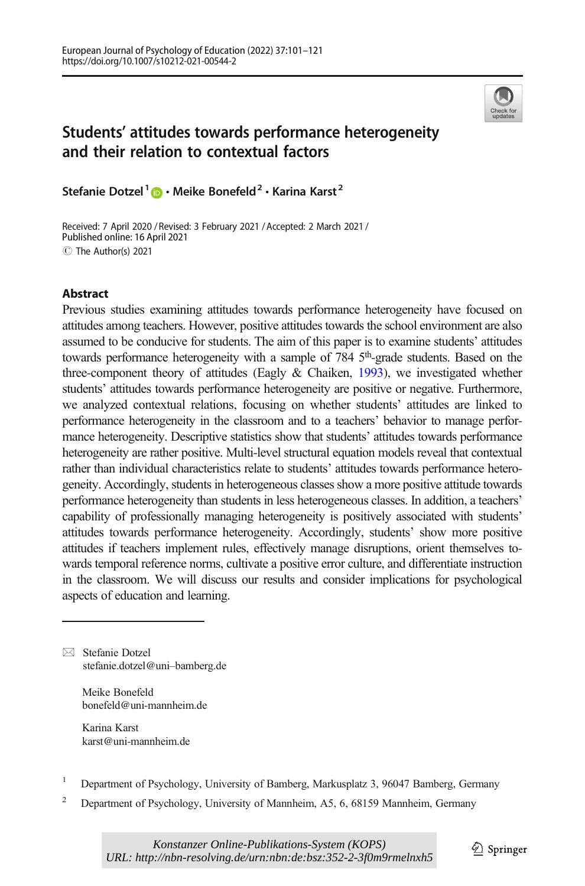# Students' attitudes towards performance heterogeneity and their relation to contextual factors

**Stefanie Dotzel[1] · Meike Bonefeld[2] · Karina Karst[2]**

Received: 7 April 2020 / Revised: 3 February 2021 / Accepted: 2 March 2021 /
Published online: 16 April 2021
© The Author(s) 2021

## Abstract

Previous studies examining attitudes towards performance heterogeneity have focused on attitudes among teachers. However, positive attitudes towards the school environment are also assumed to be conducive for students. The aim of this paper is to examine students' attitudes towards performance heterogeneity with a sample of 784 5th-grade students. Based on the three-component theory of attitudes (Eagly & Chaiken, 1993), we investigated whether students' attitudes towards performance heterogeneity are positive or negative. Furthermore, we analyzed contextual relations, focusing on whether students' attitudes are linked to performance heterogeneity in the classroom and to a teachers' behavior to manage performance heterogeneity. Descriptive statistics show that students' attitudes towards performance heterogeneity are rather positive. Multi-level structural equation models reveal that contextual rather than individual characteristics relate to students' attitudes towards performance heterogeneity. Accordingly, students in heterogeneous classes show a more positive attitude towards performance heterogeneity than students in less heterogeneous classes. In addition, a teachers' capability of professionally managing heterogeneity is positively associated with students' attitudes towards performance heterogeneity. Accordingly, students' show more positive attitudes if teachers implement rules, effectively manage disruptions, orient themselves towards temporal reference norms, cultivate a positive error culture, and differentiate instruction in the classroom. We will discuss our results and consider implications for psychological aspects of education and learning.

---

✉ Stefanie Dotzel
stefanie.dotzel@uni–bamberg.de

Meike Bonefeld
bonefeld@uni-mannheim.de

Karina Karst
karst@uni-mannheim.de

[1] Department of Psychology, University of Bamberg, Markusplatz 3, 96047 Bamberg, Germany

[2] Department of Psychology, University of Mannheim, A5, 6, 68159 Mannheim, Germany

Konstanzer Online-Publikations-System (KOPS)
URL: http://nbn-resolving.de/urn:nbn:de:bsz:352-2-3f0m9rmelnxh5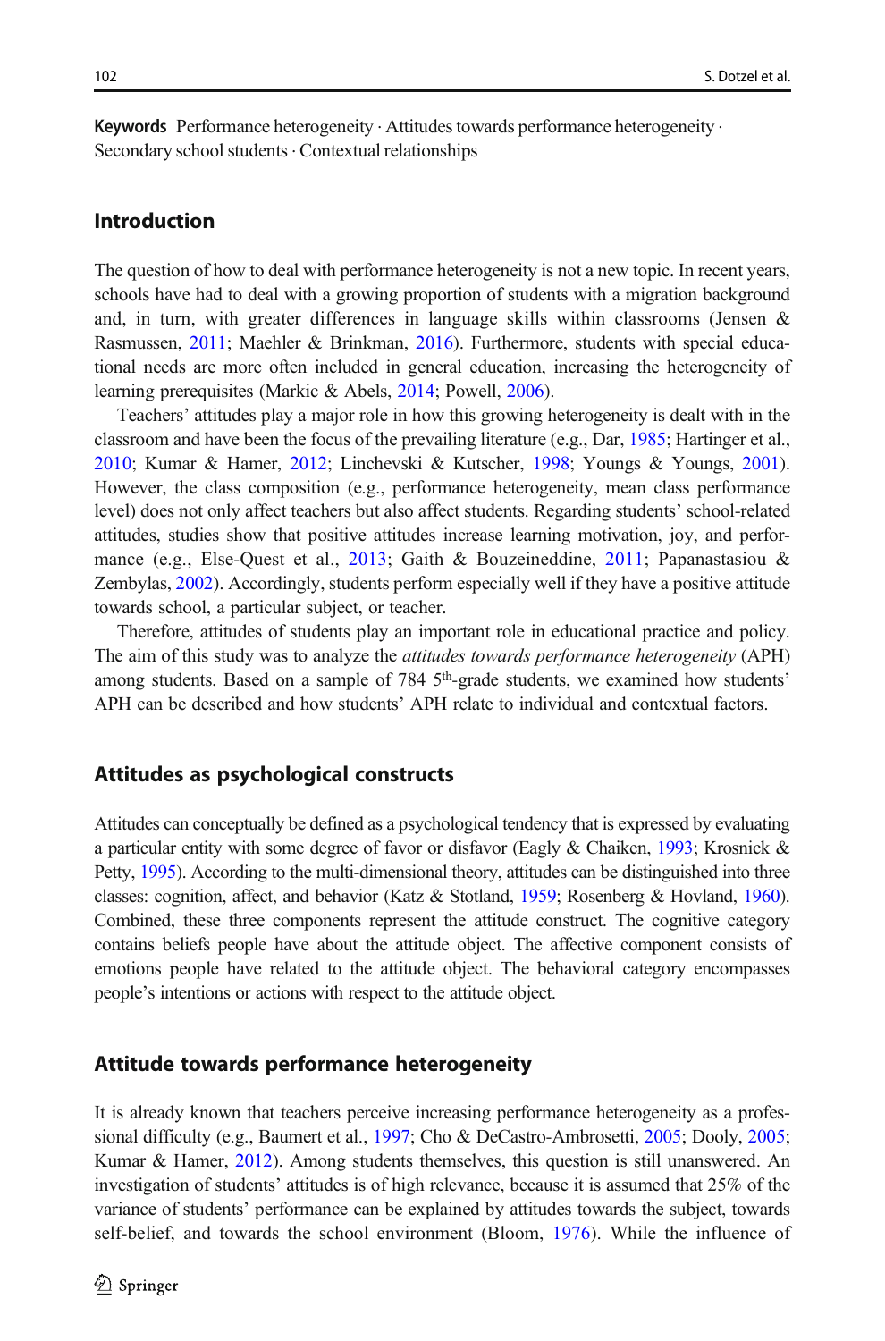**Keywords** Performance heterogeneity · Attitudes towards performance heterogeneity · Secondary school students · Contextual relationships

## Introduction

The question of how to deal with performance heterogeneity is not a new topic. In recent years, schools have had to deal with a growing proportion of students with a migration background and, in turn, with greater differences in language skills within classrooms (Jensen & Rasmussen, 2011; Maehler & Brinkman, 2016). Furthermore, students with special educational needs are more often included in general education, increasing the heterogeneity of learning prerequisites (Markic & Abels, 2014; Powell, 2006).

Teachers' attitudes play a major role in how this growing heterogeneity is dealt with in the classroom and have been the focus of the prevailing literature (e.g., Dar, 1985; Hartinger et al., 2010; Kumar & Hamer, 2012; Linchevski & Kutscher, 1998; Youngs & Youngs, 2001). However, the class composition (e.g., performance heterogeneity, mean class performance level) does not only affect teachers but also affect students. Regarding students' school-related attitudes, studies show that positive attitudes increase learning motivation, joy, and performance (e.g., Else-Quest et al., 2013; Gaith & Bouzeineddine, 2011; Papanastasiou & Zembylas, 2002). Accordingly, students perform especially well if they have a positive attitude towards school, a particular subject, or teacher.

Therefore, attitudes of students play an important role in educational practice and policy. The aim of this study was to analyze the *attitudes towards performance heterogeneity* (APH) among students. Based on a sample of 784 5th-grade students, we examined how students' APH can be described and how students' APH relate to individual and contextual factors.

## Attitudes as psychological constructs

Attitudes can conceptually be defined as a psychological tendency that is expressed by evaluating a particular entity with some degree of favor or disfavor (Eagly & Chaiken, 1993; Krosnick & Petty, 1995). According to the multi-dimensional theory, attitudes can be distinguished into three classes: cognition, affect, and behavior (Katz & Stotland, 1959; Rosenberg & Hovland, 1960). Combined, these three components represent the attitude construct. The cognitive category contains beliefs people have about the attitude object. The affective component consists of emotions people have related to the attitude object. The behavioral category encompasses people's intentions or actions with respect to the attitude object.

## Attitude towards performance heterogeneity

It is already known that teachers perceive increasing performance heterogeneity as a professional difficulty (e.g., Baumert et al., 1997; Cho & DeCastro-Ambrosetti, 2005; Dooly, 2005; Kumar & Hamer, 2012). Among students themselves, this question is still unanswered. An investigation of students' attitudes is of high relevance, because it is assumed that 25% of the variance of students' performance can be explained by attitudes towards the subject, towards self-belief, and towards the school environment (Bloom, 1976). While the influence of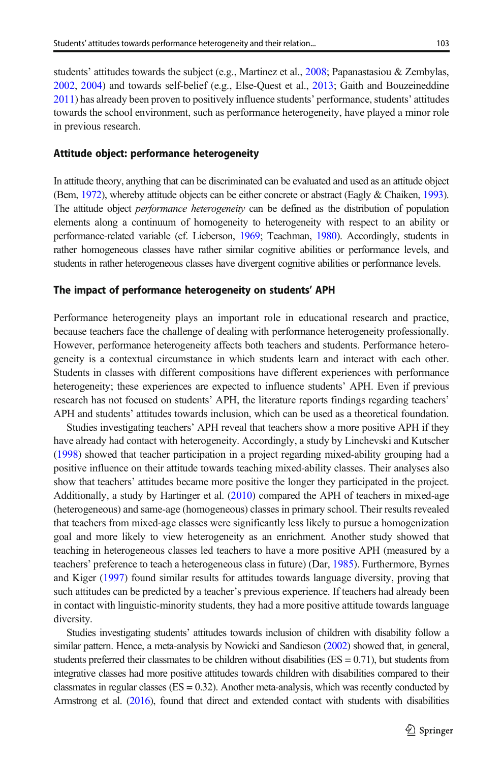students' attitudes towards the subject (e.g., Martinez et al., 2008; Papanastasiou & Zembylas, 2002, 2004) and towards self-belief (e.g., Else-Quest et al., 2013; Gaith and Bouzeineddine 2011) has already been proven to positively influence students' performance, students' attitudes towards the school environment, such as performance heterogeneity, have played a minor role in previous research.

### Attitude object: performance heterogeneity

In attitude theory, anything that can be discriminated can be evaluated and used as an attitude object (Bem, 1972), whereby attitude objects can be either concrete or abstract (Eagly & Chaiken, 1993). The attitude object *performance heterogeneity* can be defined as the distribution of population elements along a continuum of homogeneity to heterogeneity with respect to an ability or performance-related variable (cf. Lieberson, 1969; Teachman, 1980). Accordingly, students in rather homogeneous classes have rather similar cognitive abilities or performance levels, and students in rather heterogeneous classes have divergent cognitive abilities or performance levels.

### The impact of performance heterogeneity on students' APH

Performance heterogeneity plays an important role in educational research and practice, because teachers face the challenge of dealing with performance heterogeneity professionally. However, performance heterogeneity affects both teachers and students. Performance heterogeneity is a contextual circumstance in which students learn and interact with each other. Students in classes with different compositions have different experiences with performance heterogeneity; these experiences are expected to influence students' APH. Even if previous research has not focused on students' APH, the literature reports findings regarding teachers' APH and students' attitudes towards inclusion, which can be used as a theoretical foundation.

Studies investigating teachers' APH reveal that teachers show a more positive APH if they have already had contact with heterogeneity. Accordingly, a study by Linchevski and Kutscher (1998) showed that teacher participation in a project regarding mixed-ability grouping had a positive influence on their attitude towards teaching mixed-ability classes. Their analyses also show that teachers' attitudes became more positive the longer they participated in the project. Additionally, a study by Hartinger et al. (2010) compared the APH of teachers in mixed-age (heterogeneous) and same-age (homogeneous) classes in primary school. Their results revealed that teachers from mixed-age classes were significantly less likely to pursue a homogenization goal and more likely to view heterogeneity as an enrichment. Another study showed that teaching in heterogeneous classes led teachers to have a more positive APH (measured by a teachers' preference to teach a heterogeneous class in future) (Dar, 1985). Furthermore, Byrnes and Kiger (1997) found similar results for attitudes towards language diversity, proving that such attitudes can be predicted by a teacher's previous experience. If teachers had already been in contact with linguistic-minority students, they had a more positive attitude towards language diversity.

Studies investigating students' attitudes towards inclusion of children with disability follow a similar pattern. Hence, a meta-analysis by Nowicki and Sandieson (2002) showed that, in general, students preferred their classmates to be children without disabilities (ES = 0.71), but students from integrative classes had more positive attitudes towards children with disabilities compared to their classmates in regular classes (ES = 0.32). Another meta-analysis, which was recently conducted by Armstrong et al. (2016), found that direct and extended contact with students with disabilities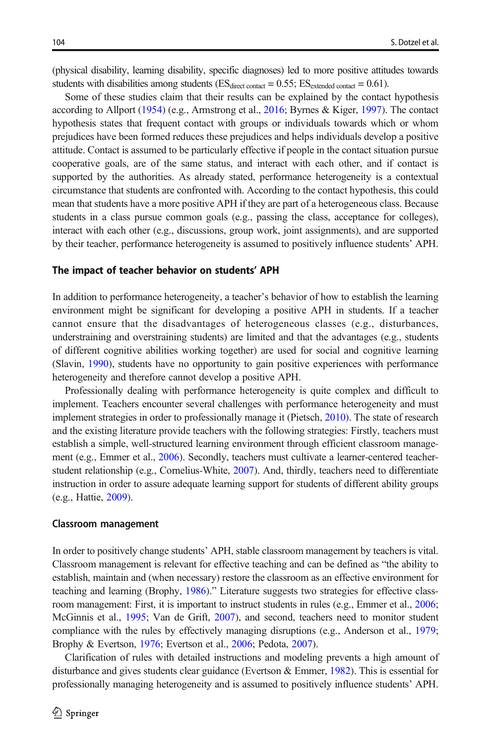(physical disability, learning disability, specific diagnoses) led to more positive attitudes towards students with disabilities among students ($ES_{direct\ contact} = 0.55$; $ES_{extended\ contact} = 0.61$).

Some of these studies claim that their results can be explained by the contact hypothesis according to Allport (1954) (e.g., Armstrong et al., 2016; Byrnes & Kiger, 1997). The contact hypothesis states that frequent contact with groups or individuals towards which or whom prejudices have been formed reduces these prejudices and helps individuals develop a positive attitude. Contact is assumed to be particularly effective if people in the contact situation pursue cooperative goals, are of the same status, and interact with each other, and if contact is supported by the authorities. As already stated, performance heterogeneity is a contextual circumstance that students are confronted with. According to the contact hypothesis, this could mean that students have a more positive APH if they are part of a heterogeneous class. Because students in a class pursue common goals (e.g., passing the class, acceptance for colleges), interact with each other (e.g., discussions, group work, joint assignments), and are supported by their teacher, performance heterogeneity is assumed to positively influence students' APH.

### The impact of teacher behavior on students' APH

In addition to performance heterogeneity, a teacher's behavior of how to establish the learning environment might be significant for developing a positive APH in students. If a teacher cannot ensure that the disadvantages of heterogeneous classes (e.g., disturbances, understraining and overstraining students) are limited and that the advantages (e.g., students of different cognitive abilities working together) are used for social and cognitive learning (Slavin, 1990), students have no opportunity to gain positive experiences with performance heterogeneity and therefore cannot develop a positive APH.

Professionally dealing with performance heterogeneity is quite complex and difficult to implement. Teachers encounter several challenges with performance heterogeneity and must implement strategies in order to professionally manage it (Pietsch, 2010). The state of research and the existing literature provide teachers with the following strategies: Firstly, teachers must establish a simple, well-structured learning environment through efficient classroom management (e.g., Emmer et al., 2006). Secondly, teachers must cultivate a learner-centered teacher-student relationship (e.g., Cornelius-White, 2007). And, thirdly, teachers need to differentiate instruction in order to assure adequate learning support for students of different ability groups (e.g., Hattie, 2009).

#### Classroom management

In order to positively change students' APH, stable classroom management by teachers is vital. Classroom management is relevant for effective teaching and can be defined as "the ability to establish, maintain and (when necessary) restore the classroom as an effective environment for teaching and learning (Brophy, 1986)." Literature suggests two strategies for effective classroom management: First, it is important to instruct students in rules (e.g., Emmer et al., 2006; McGinnis et al., 1995; Van de Grift, 2007), and second, teachers need to monitor student compliance with the rules by effectively managing disruptions (e.g., Anderson et al., 1979; Brophy & Evertson, 1976; Evertson et al., 2006; Pedota, 2007).

Clarification of rules with detailed instructions and modeling prevents a high amount of disturbance and gives students clear guidance (Evertson & Emmer, 1982). This is essential for professionally managing heterogeneity and is assumed to positively influence students' APH.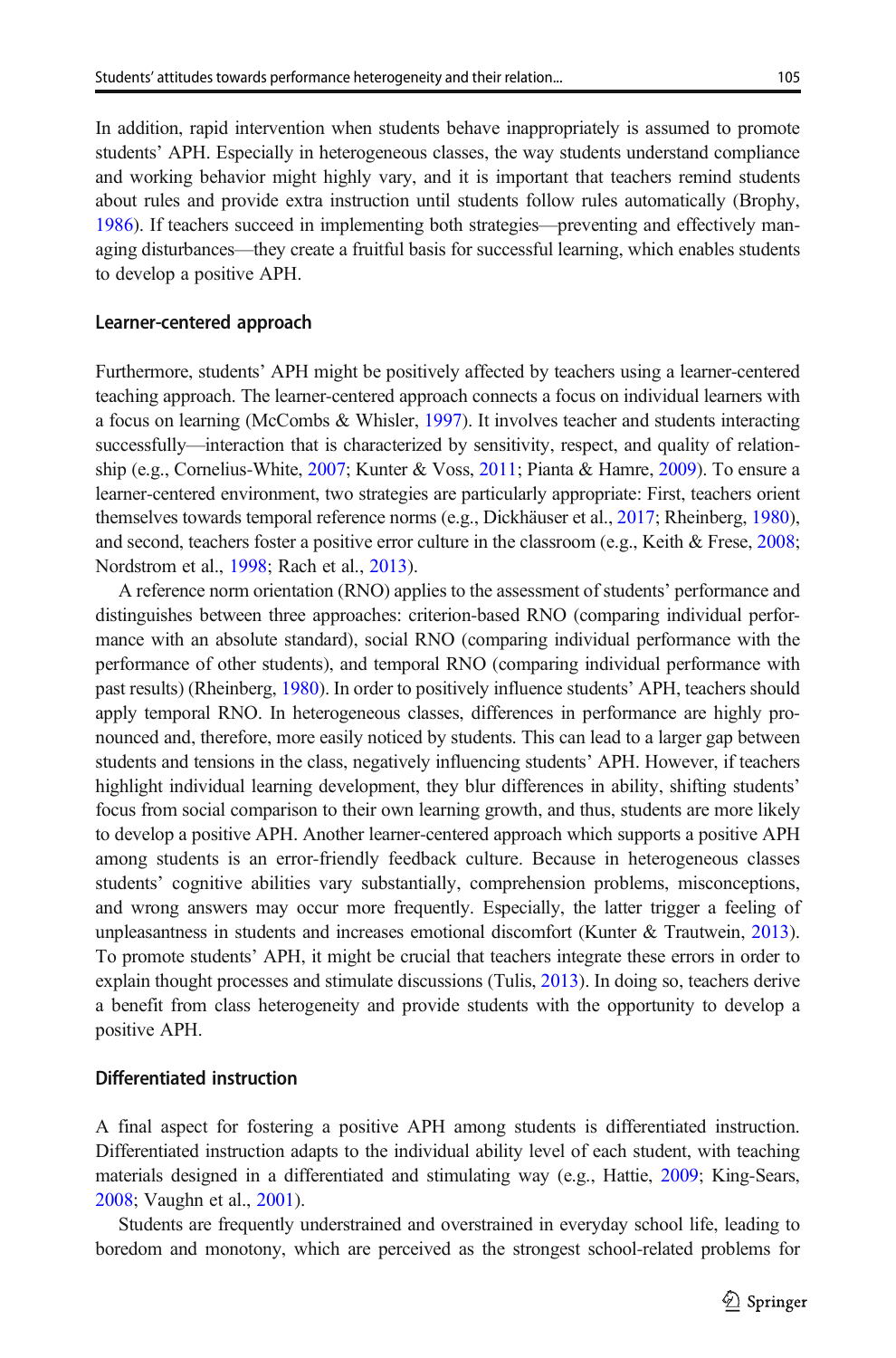In addition, rapid intervention when students behave inappropriately is assumed to promote students' APH. Especially in heterogeneous classes, the way students understand compliance and working behavior might highly vary, and it is important that teachers remind students about rules and provide extra instruction until students follow rules automatically (Brophy, 1986). If teachers succeed in implementing both strategies—preventing and effectively managing disturbances—they create a fruitful basis for successful learning, which enables students to develop a positive APH.

### Learner-centered approach

Furthermore, students' APH might be positively affected by teachers using a learner-centered teaching approach. The learner-centered approach connects a focus on individual learners with a focus on learning (McCombs & Whisler, 1997). It involves teacher and students interacting successfully—interaction that is characterized by sensitivity, respect, and quality of relationship (e.g., Cornelius-White, 2007; Kunter & Voss, 2011; Pianta & Hamre, 2009). To ensure a learner-centered environment, two strategies are particularly appropriate: First, teachers orient themselves towards temporal reference norms (e.g., Dickhäuser et al., 2017; Rheinberg, 1980), and second, teachers foster a positive error culture in the classroom (e.g., Keith & Frese, 2008; Nordstrom et al., 1998; Rach et al., 2013).

A reference norm orientation (RNO) applies to the assessment of students' performance and distinguishes between three approaches: criterion-based RNO (comparing individual performance with an absolute standard), social RNO (comparing individual performance with the performance of other students), and temporal RNO (comparing individual performance with past results) (Rheinberg, 1980). In order to positively influence students' APH, teachers should apply temporal RNO. In heterogeneous classes, differences in performance are highly pronounced and, therefore, more easily noticed by students. This can lead to a larger gap between students and tensions in the class, negatively influencing students' APH. However, if teachers highlight individual learning development, they blur differences in ability, shifting students' focus from social comparison to their own learning growth, and thus, students are more likely to develop a positive APH. Another learner-centered approach which supports a positive APH among students is an error-friendly feedback culture. Because in heterogeneous classes students' cognitive abilities vary substantially, comprehension problems, misconceptions, and wrong answers may occur more frequently. Especially, the latter trigger a feeling of unpleasantness in students and increases emotional discomfort (Kunter & Trautwein, 2013). To promote students' APH, it might be crucial that teachers integrate these errors in order to explain thought processes and stimulate discussions (Tulis, 2013). In doing so, teachers derive a benefit from class heterogeneity and provide students with the opportunity to develop a positive APH.

### Differentiated instruction

A final aspect for fostering a positive APH among students is differentiated instruction. Differentiated instruction adapts to the individual ability level of each student, with teaching materials designed in a differentiated and stimulating way (e.g., Hattie, 2009; King-Sears, 2008; Vaughn et al., 2001).

Students are frequently understrained and overstrained in everyday school life, leading to boredom and monotony, which are perceived as the strongest school-related problems for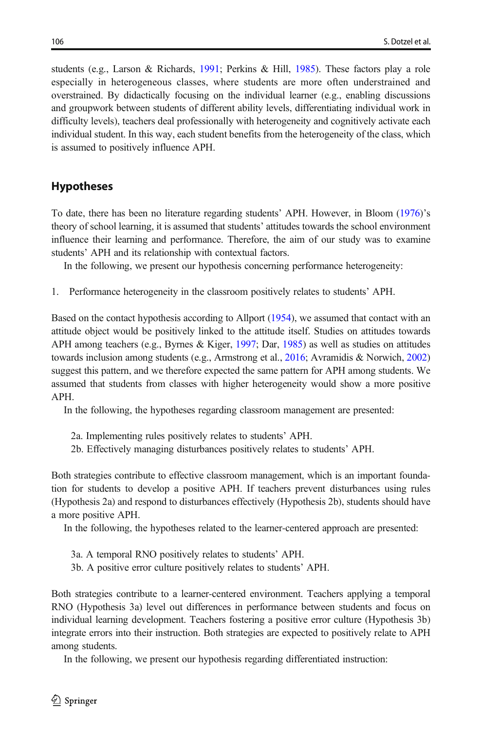students (e.g., Larson & Richards, 1991; Perkins & Hill, 1985). These factors play a role especially in heterogeneous classes, where students are more often understrained and overstrained. By didactically focusing on the individual learner (e.g., enabling discussions and groupwork between students of different ability levels, differentiating individual work in difficulty levels), teachers deal professionally with heterogeneity and cognitively activate each individual student. In this way, each student benefits from the heterogeneity of the class, which is assumed to positively influence APH.

## Hypotheses

To date, there has been no literature regarding students' APH. However, in Bloom (1976)'s theory of school learning, it is assumed that students' attitudes towards the school environment influence their learning and performance. Therefore, the aim of our study was to examine students' APH and its relationship with contextual factors.

In the following, we present our hypothesis concerning performance heterogeneity:

1. Performance heterogeneity in the classroom positively relates to students' APH.

Based on the contact hypothesis according to Allport (1954), we assumed that contact with an attitude object would be positively linked to the attitude itself. Studies on attitudes towards APH among teachers (e.g., Byrnes & Kiger, 1997; Dar, 1985) as well as studies on attitudes towards inclusion among students (e.g., Armstrong et al., 2016; Avramidis & Norwich, 2002) suggest this pattern, and we therefore expected the same pattern for APH among students. We assumed that students from classes with higher heterogeneity would show a more positive APH.

In the following, the hypotheses regarding classroom management are presented:

2a. Implementing rules positively relates to students' APH.
2b. Effectively managing disturbances positively relates to students' APH.

Both strategies contribute to effective classroom management, which is an important foundation for students to develop a positive APH. If teachers prevent disturbances using rules (Hypothesis 2a) and respond to disturbances effectively (Hypothesis 2b), students should have a more positive APH.

In the following, the hypotheses related to the learner-centered approach are presented:

3a. A temporal RNO positively relates to students' APH.
3b. A positive error culture positively relates to students' APH.

Both strategies contribute to a learner-centered environment. Teachers applying a temporal RNO (Hypothesis 3a) level out differences in performance between students and focus on individual learning development. Teachers fostering a positive error culture (Hypothesis 3b) integrate errors into their instruction. Both strategies are expected to positively relate to APH among students.

In the following, we present our hypothesis regarding differentiated instruction: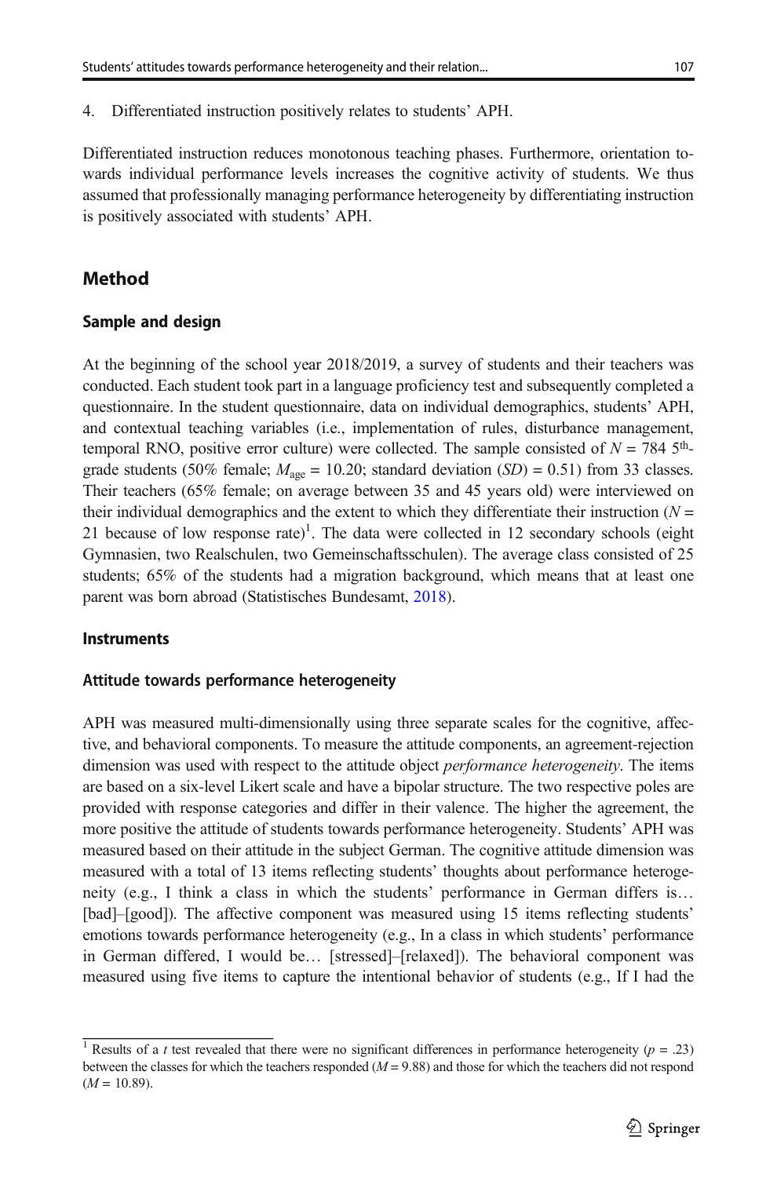4. Differentiated instruction positively relates to students' APH.

Differentiated instruction reduces monotonous teaching phases. Furthermore, orientation towards individual performance levels increases the cognitive activity of students. We thus assumed that professionally managing performance heterogeneity by differentiating instruction is positively associated with students' APH.

## Method

### Sample and design

At the beginning of the school year 2018/2019, a survey of students and their teachers was conducted. Each student took part in a language proficiency test and subsequently completed a questionnaire. In the student questionnaire, data on individual demographics, students' APH, and contextual teaching variables (i.e., implementation of rules, disturbance management, temporal RNO, positive error culture) were collected. The sample consisted of $N$ = 784 5$^{\text{th}}$-grade students (50% female; $M_{\text{age}}$ = 10.20; standard deviation ($SD$) = 0.51) from 33 classes. Their teachers (65% female; on average between 35 and 45 years old) were interviewed on their individual demographics and the extent to which they differentiate their instruction ($N$ = 21 because of low response rate)[1]. The data were collected in 12 secondary schools (eight Gymnasien, two Realschulen, two Gemeinschaftsschulen). The average class consisted of 25 students; 65% of the students had a migration background, which means that at least one parent was born abroad (Statistisches Bundesamt, 2018).

### Instruments

#### Attitude towards performance heterogeneity

APH was measured multi-dimensionally using three separate scales for the cognitive, affective, and behavioral components. To measure the attitude components, an agreement-rejection dimension was used with respect to the attitude object *performance heterogeneity*. The items are based on a six-level Likert scale and have a bipolar structure. The two respective poles are provided with response categories and differ in their valence. The higher the agreement, the more positive the attitude of students towards performance heterogeneity. Students' APH was measured based on their attitude in the subject German. The cognitive attitude dimension was measured with a total of 13 items reflecting students' thoughts about performance heterogeneity (e.g., I think a class in which the students' performance in German differs is… [bad]–[good]). The affective component was measured using 15 items reflecting students' emotions towards performance heterogeneity (e.g., In a class in which students' performance in German differed, I would be… [stressed]–[relaxed]). The behavioral component was measured using five items to capture the intentional behavior of students (e.g., If I had the

[1] Results of a $t$ test revealed that there were no significant differences in performance heterogeneity ($p$ = .23) between the classes for which the teachers responded ($M$ = 9.88) and those for which the teachers did not respond ($M$ = 10.89).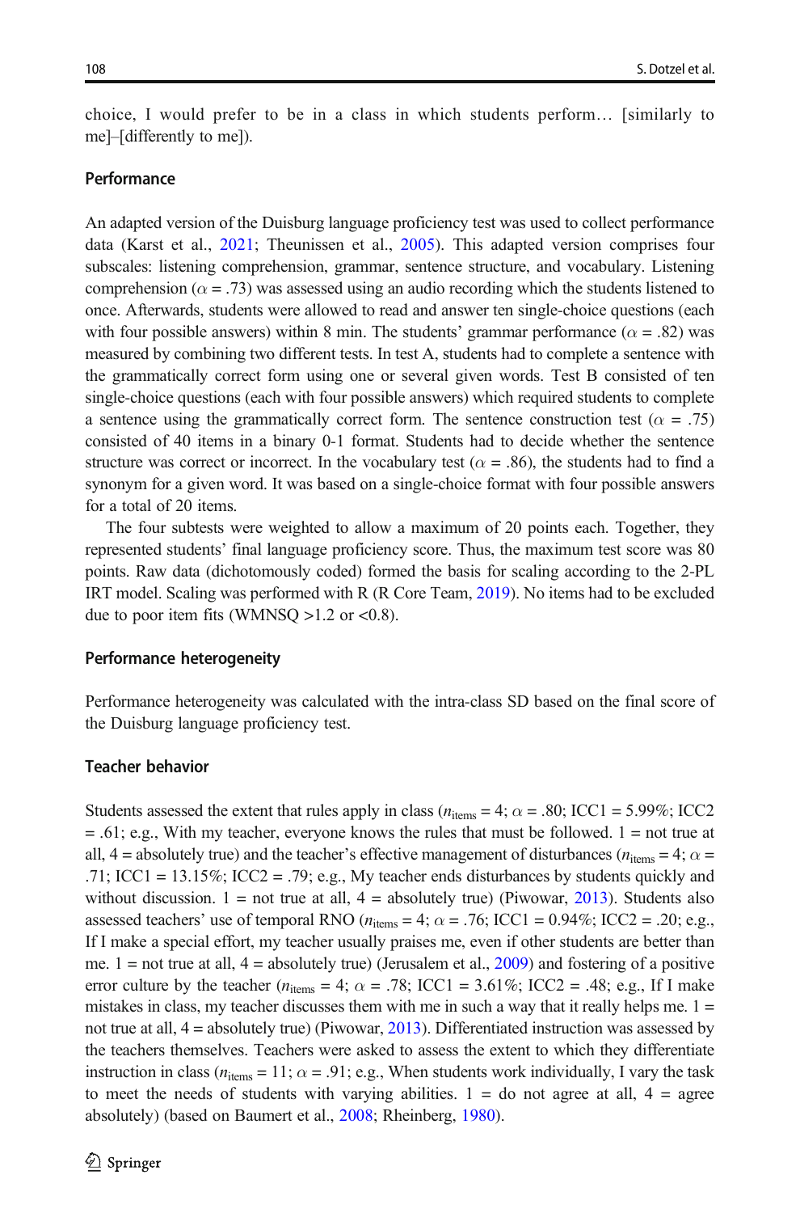choice, I would prefer to be in a class in which students perform… [similarly to me]–[differently to me]).

### Performance

An adapted version of the Duisburg language proficiency test was used to collect performance data (Karst et al., 2021; Theunissen et al., 2005). This adapted version comprises four subscales: listening comprehension, grammar, sentence structure, and vocabulary. Listening comprehension ($\alpha$ = .73) was assessed using an audio recording which the students listened to once. Afterwards, students were allowed to read and answer ten single-choice questions (each with four possible answers) within 8 min. The students' grammar performance ($\alpha$ = .82) was measured by combining two different tests. In test A, students had to complete a sentence with the grammatically correct form using one or several given words. Test B consisted of ten single-choice questions (each with four possible answers) which required students to complete a sentence using the grammatically correct form. The sentence construction test ($\alpha$ = .75) consisted of 40 items in a binary 0-1 format. Students had to decide whether the sentence structure was correct or incorrect. In the vocabulary test ($\alpha$ = .86), the students had to find a synonym for a given word. It was based on a single-choice format with four possible answers for a total of 20 items.

The four subtests were weighted to allow a maximum of 20 points each. Together, they represented students' final language proficiency score. Thus, the maximum test score was 80 points. Raw data (dichotomously coded) formed the basis for scaling according to the 2-PL IRT model. Scaling was performed with R (R Core Team, 2019). No items had to be excluded due to poor item fits (WMNSQ >1.2 or <0.8).

### Performance heterogeneity

Performance heterogeneity was calculated with the intra-class SD based on the final score of the Duisburg language proficiency test.

### Teacher behavior

Students assessed the extent that rules apply in class ($n_{\text{items}}$ = 4; $\alpha$ = .80; ICC1 = 5.99%; ICC2 = .61; e.g., With my teacher, everyone knows the rules that must be followed. 1 = not true at all, 4 = absolutely true) and the teacher's effective management of disturbances ($n_{\text{items}}$ = 4; $\alpha$ = .71; ICC1 = 13.15%; ICC2 = .79; e.g., My teacher ends disturbances by students quickly and without discussion. 1 = not true at all, 4 = absolutely true) (Piwowar, 2013). Students also assessed teachers' use of temporal RNO ($n_{\text{items}}$ = 4; $\alpha$ = .76; ICC1 = 0.94%; ICC2 = .20; e.g., If I make a special effort, my teacher usually praises me, even if other students are better than me. 1 = not true at all, 4 = absolutely true) (Jerusalem et al., 2009) and fostering of a positive error culture by the teacher ($n_{\text{items}}$ = 4; $\alpha$ = .78; ICC1 = 3.61%; ICC2 = .48; e.g., If I make mistakes in class, my teacher discusses them with me in such a way that it really helps me. 1 = not true at all, 4 = absolutely true) (Piwowar, 2013). Differentiated instruction was assessed by the teachers themselves. Teachers were asked to assess the extent to which they differentiate instruction in class ($n_{\text{items}}$ = 11; $\alpha$ = .91; e.g., When students work individually, I vary the task to meet the needs of students with varying abilities. 1 = do not agree at all, 4 = agree absolutely) (based on Baumert et al., 2008; Rheinberg, 1980).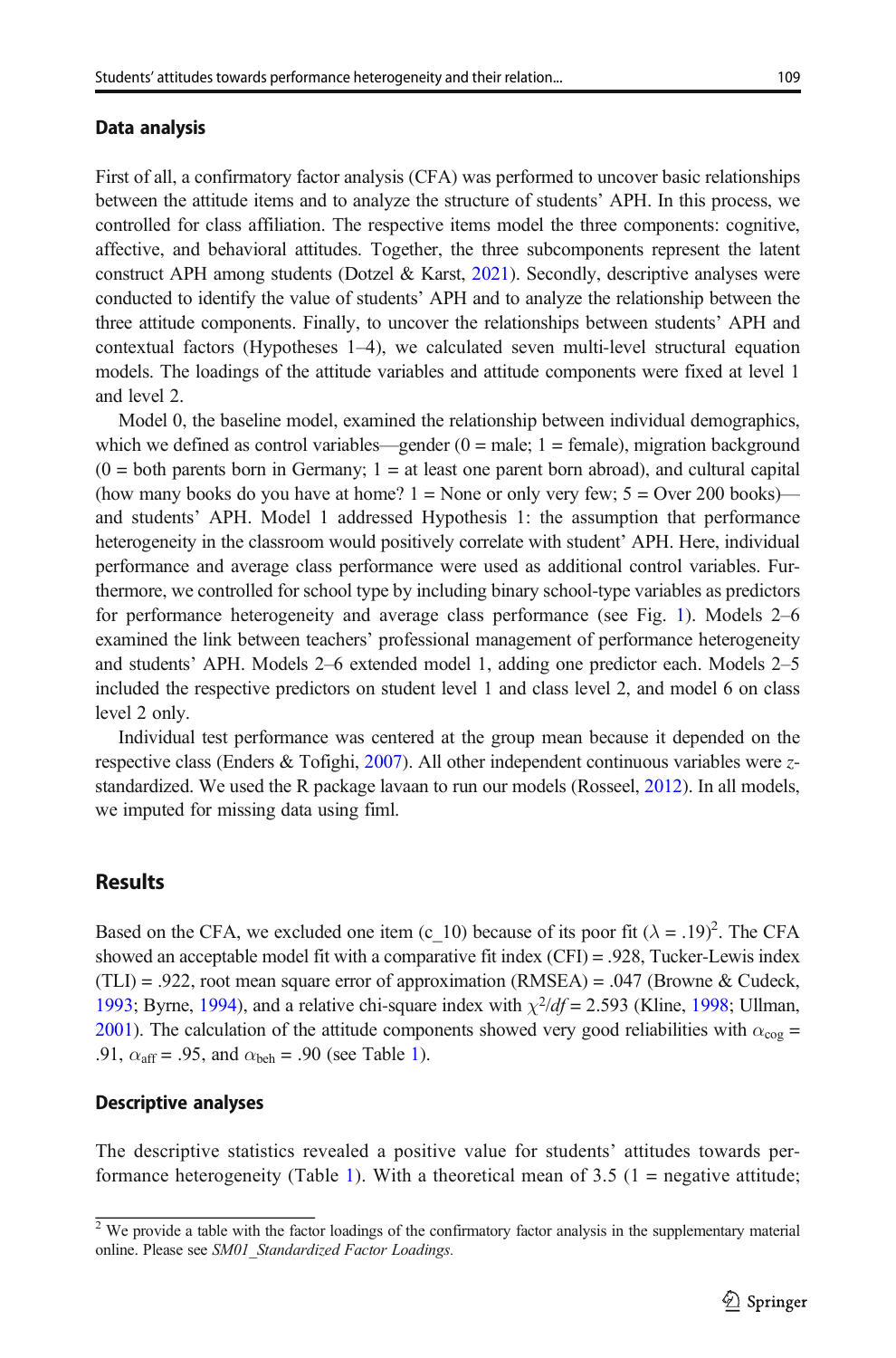### Data analysis

First of all, a confirmatory factor analysis (CFA) was performed to uncover basic relationships between the attitude items and to analyze the structure of students' APH. In this process, we controlled for class affiliation. The respective items model the three components: cognitive, affective, and behavioral attitudes. Together, the three subcomponents represent the latent construct APH among students (Dotzel & Karst, 2021). Secondly, descriptive analyses were conducted to identify the value of students' APH and to analyze the relationship between the three attitude components. Finally, to uncover the relationships between students' APH and contextual factors (Hypotheses 1–4), we calculated seven multi-level structural equation models. The loadings of the attitude variables and attitude components were fixed at level 1 and level 2.

Model 0, the baseline model, examined the relationship between individual demographics, which we defined as control variables—gender (0 = male; 1 = female), migration background (0 = both parents born in Germany; 1 = at least one parent born abroad), and cultural capital (how many books do you have at home? 1 = None or only very few; 5 = Over 200 books)—and students' APH. Model 1 addressed Hypothesis 1: the assumption that performance heterogeneity in the classroom would positively correlate with student' APH. Here, individual performance and average class performance were used as additional control variables. Furthermore, we controlled for school type by including binary school-type variables as predictors for performance heterogeneity and average class performance (see Fig. 1). Models 2–6 examined the link between teachers' professional management of performance heterogeneity and students' APH. Models 2–6 extended model 1, adding one predictor each. Models 2–5 included the respective predictors on student level 1 and class level 2, and model 6 on class level 2 only.

Individual test performance was centered at the group mean because it depended on the respective class (Enders & Tofighi, 2007). All other independent continuous variables were *z*-standardized. We used the R package lavaan to run our models (Rosseel, 2012). In all models, we imputed for missing data using fiml.

## Results

Based on the CFA, we excluded one item (c_10) because of its poor fit ($\lambda$ = .19)[2]. The CFA showed an acceptable model fit with a comparative fit index (CFI) = .928, Tucker-Lewis index (TLI) = .922, root mean square error of approximation (RMSEA) = .047 (Browne & Cudeck, 1993; Byrne, 1994), and a relative chi-square index with $\chi^2/df = 2.593$ (Kline, 1998; Ullman, 2001). The calculation of the attitude components showed very good reliabilities with $\alpha_{cog}$ = .91, $\alpha_{aff}$ = .95, and $\alpha_{beh}$ = .90 (see Table 1).

### Descriptive analyses

The descriptive statistics revealed a positive value for students' attitudes towards performance heterogeneity (Table 1). With a theoretical mean of 3.5 (1 = negative attitude;

[2] We provide a table with the factor loadings of the confirmatory factor analysis in the supplementary material online. Please see *SM01_Standardized Factor Loadings.*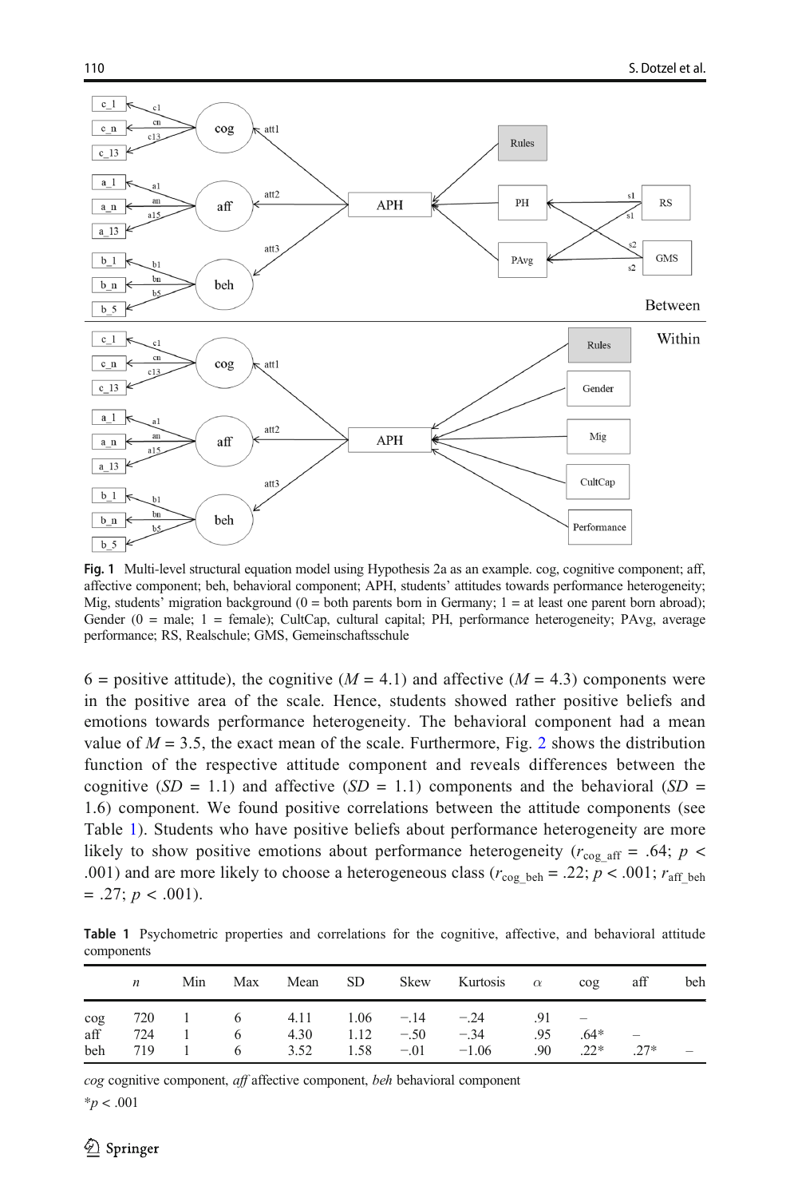Fig. 1 Multi-level structural equation model using Hypothesis 2a as an example. cog, cognitive component; aff, affective component; beh, behavioral component; APH, students' attitudes towards performance heterogeneity; Mig, students' migration background (0 = both parents born in Germany; 1 = at least one parent born abroad); Gender (0 = male; 1 = female); CultCap, cultural capital; PH, performance heterogeneity; PAvg, average performance; RS, Realschule; GMS, Gemeinschaftsschule

6 = positive attitude), the cognitive ($M$ = 4.1) and affective ($M$ = 4.3) components were in the positive area of the scale. Hence, students showed rather positive beliefs and emotions towards performance heterogeneity. The behavioral component had a mean value of $M$ = 3.5, the exact mean of the scale. Furthermore, Fig. 2 shows the distribution function of the respective attitude component and reveals differences between the cognitive ($SD$ = 1.1) and affective ($SD$ = 1.1) components and the behavioral ($SD$ = 1.6) component. We found positive correlations between the attitude components (see Table 1). Students who have positive beliefs about performance heterogeneity are more likely to show positive emotions about performance heterogeneity ($r_{cog\_aff}$ = .64; $p$ < .001) and are more likely to choose a heterogeneous class ($r_{cog\_beh}$ = .22; $p$ < .001; $r_{aff\_beh}$ = .27; $p$ < .001).

**Table 1** Psychometric properties and correlations for the cognitive, affective, and behavioral attitude components

| | *n* | Min | Max | Mean | SD | Skew | Kurtosis | $\alpha$ | cog | aff | beh |
|---|---|---|---|---|---|---|---|---|---|---|---|
| cog | 720 | 1 | 6 | 4.11 | 1.06 | −.14 | −.24 | .91 | – | | |
| aff | 724 | 1 | 6 | 4.30 | 1.12 | −.50 | −.34 | .95 | .64* | – | |
| beh | 719 | 1 | 6 | 3.52 | 1.58 | −.01 | −1.06 | .90 | .22* | .27* | – |

*cog* cognitive component, *aff* affective component, *beh* behavioral component

*$p$ < .001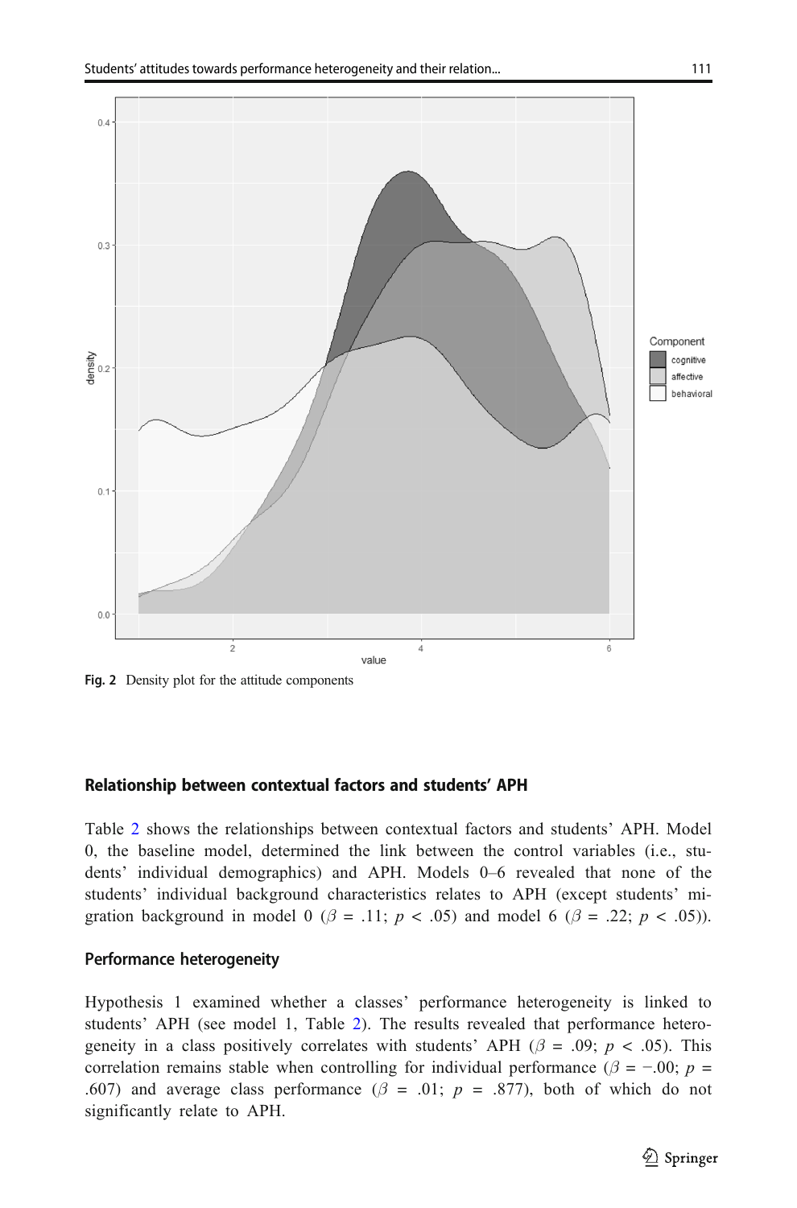Fig. 2 Density plot for the attitude components

### Relationship between contextual factors and students' APH

Table 2 shows the relationships between contextual factors and students' APH. Model 0, the baseline model, determined the link between the control variables (i.e., students' individual demographics) and APH. Models 0–6 revealed that none of the students' individual background characteristics relates to APH (except students' migration background in model 0 ($\beta$ = .11; $p$ < .05) and model 6 ($\beta$ = .22; $p$ < .05)).

#### Performance heterogeneity

Hypothesis 1 examined whether a classes' performance heterogeneity is linked to students' APH (see model 1, Table 2). The results revealed that performance heterogeneity in a class positively correlates with students' APH ($\beta$ = .09; $p$ < .05). This correlation remains stable when controlling for individual performance ($\beta$ = −.00; $p$ = .607) and average class performance ($\beta$ = .01; $p$ = .877), both of which do not significantly relate to APH.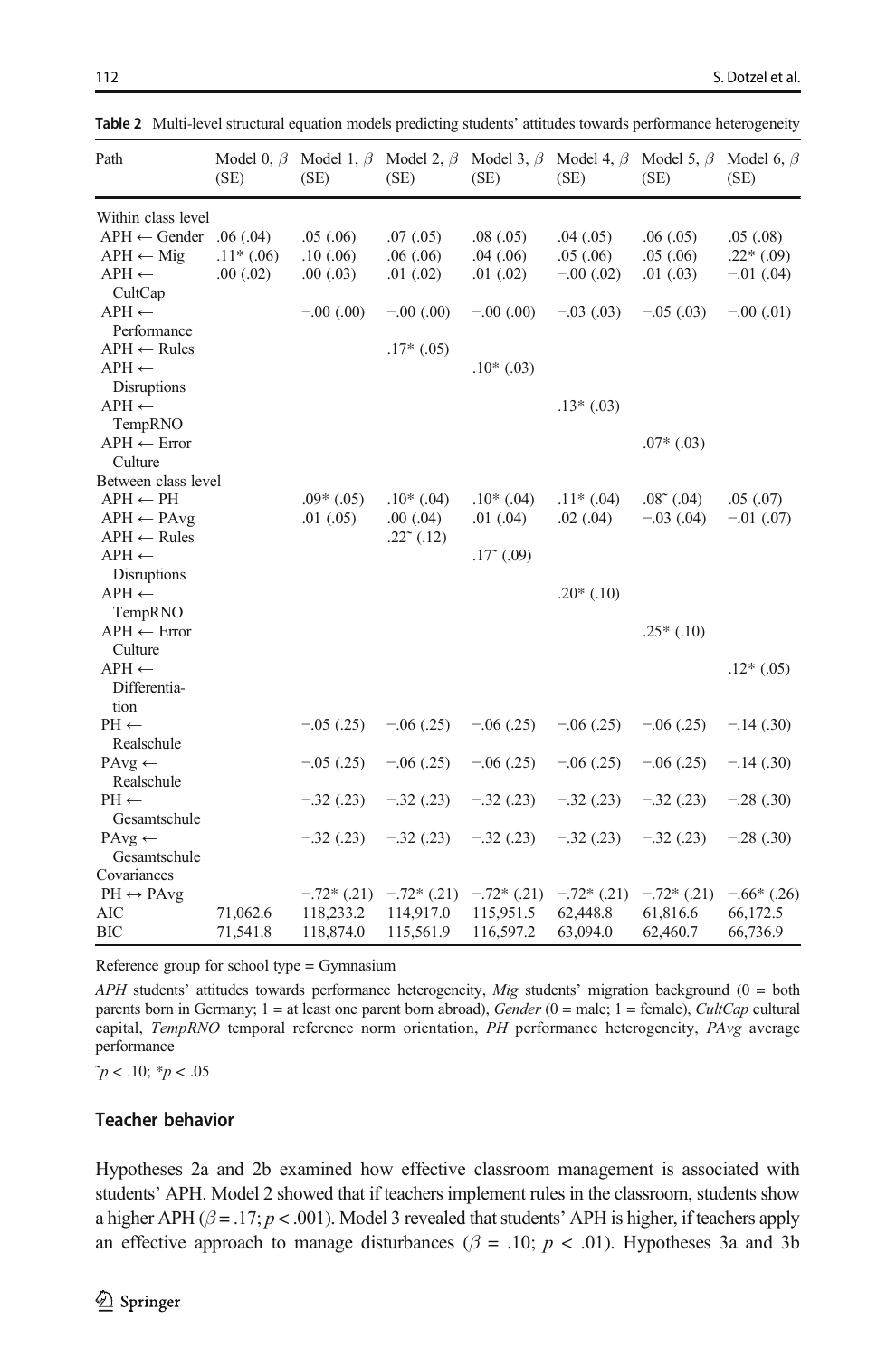**Table 2** Multi-level structural equation models predicting students' attitudes towards performance heterogeneity

| Path | Model 0, $\beta$ (SE) | Model 1, $\beta$ (SE) | Model 2, $\beta$ (SE) | Model 3, $\beta$ (SE) | Model 4, $\beta$ (SE) | Model 5, $\beta$ (SE) | Model 6, $\beta$ (SE) |
|---|---|---|---|---|---|---|---|
| Within class level | | | | | | | |
| APH ← Gender | .06 (.04) | .05 (.06) | .07 (.05) | .08 (.05) | .04 (.05) | .06 (.05) | .05 (.08) |
| APH ← Mig | .11* (.06) | .10 (.06) | .06 (.06) | .04 (.06) | .05 (.06) | .05 (.06) | .22* (.09) |
| APH ← CultCap | .00 (.02) | .00 (.03) | .01 (.02) | .01 (.02) | −.00 (.02) | .01 (.03) | −.01 (.04) |
| APH ← Performance | | −.00 (.00) | −.00 (.00) | −.00 (.00) | −.03 (.03) | −.05 (.03) | −.00 (.01) |
| APH ← Rules | | | .17* (.05) | | | | |
| APH ← Disruptions | | | | .10* (.03) | | | |
| APH ← TempRNO | | | | | .13* (.03) | | |
| APH ← Error Culture | | | | | | .07* (.03) | |
| Between class level | | | | | | | |
| APH ← PH | | .09* (.05) | .10* (.04) | .10* (.04) | .11* (.04) | .08˜ (.04) | .05 (.07) |
| APH ← PAvg | | .01 (.05) | .00 (.04) | .01 (.04) | .02 (.04) | −.03 (.04) | −.01 (.07) |
| APH ← Rules | | | .22˜ (.12) | | | | |
| APH ← Disruptions | | | | .17˜ (.09) | | | |
| APH ← TempRNO | | | | | .20* (.10) | | |
| APH ← Error Culture | | | | | | .25* (.10) | |
| APH ← Differentiation | | | | | | | .12* (.05) |
| PH ← Realschule | | −.05 (.25) | −.06 (.25) | −.06 (.25) | −.06 (.25) | −.06 (.25) | −.14 (.30) |
| PAvg ← Realschule | | −.05 (.25) | −.06 (.25) | −.06 (.25) | −.06 (.25) | −.06 (.25) | −.14 (.30) |
| PH ← Gesamtschule | | −.32 (.23) | −.32 (.23) | −.32 (.23) | −.32 (.23) | −.32 (.23) | −.28 (.30) |
| PAvg ← Gesamtschule | | −.32 (.23) | −.32 (.23) | −.32 (.23) | −.32 (.23) | −.32 (.23) | −.28 (.30) |
| Covariances | | | | | | | |
| PH ↔ PAvg | | −.72* (.21) | −.72* (.21) | −.72* (.21) | −.72* (.21) | −.72* (.21) | −.66* (.26) |
| AIC | 71,062.6 | 118,233.2 | 114,917.0 | 115,951.5 | 62,448.8 | 61,816.6 | 66,172.5 |
| BIC | 71,541.8 | 118,874.0 | 115,561.9 | 116,597.2 | 63,094.0 | 62,460.7 | 66,736.9 |

Reference group for school type = Gymnasium

*APH* students' attitudes towards performance heterogeneity, *Mig* students' migration background (0 = both parents born in Germany; 1 = at least one parent born abroad), *Gender* (0 = male; 1 = female), *CultCap* cultural capital, *TempRNO* temporal reference norm orientation, *PH* performance heterogeneity, *PAvg* average performance

˜$p < .10$; *$p < .05$

### Teacher behavior

Hypotheses 2a and 2b examined how effective classroom management is associated with students' APH. Model 2 showed that if teachers implement rules in the classroom, students show a higher APH ($\beta = .17$; $p < .001$). Model 3 revealed that students' APH is higher, if teachers apply an effective approach to manage disturbances ($\beta = .10$; $p < .01$). Hypotheses 3a and 3b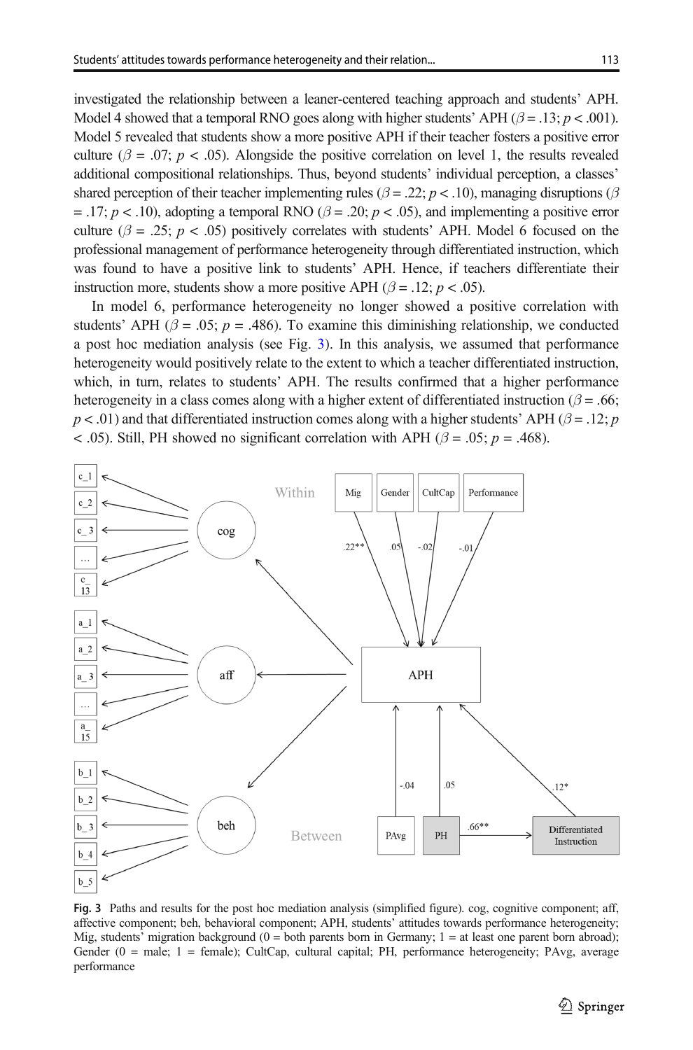investigated the relationship between a leaner-centered teaching approach and students' APH. Model 4 showed that a temporal RNO goes along with higher students' APH ($\beta = .13$; $p < .001$). Model 5 revealed that students show a more positive APH if their teacher fosters a positive error culture ($\beta = .07$; $p < .05$). Alongside the positive correlation on level 1, the results revealed additional compositional relationships. Thus, beyond students' individual perception, a classes' shared perception of their teacher implementing rules ($\beta = .22$; $p < .10$), managing disruptions ($\beta = .17$; $p < .10$), adopting a temporal RNO ($\beta = .20$; $p < .05$), and implementing a positive error culture ($\beta = .25$; $p < .05$) positively correlates with students' APH. Model 6 focused on the professional management of performance heterogeneity through differentiated instruction, which was found to have a positive link to students' APH. Hence, if teachers differentiate their instruction more, students show a more positive APH ($\beta = .12$; $p < .05$).

In model 6, performance heterogeneity no longer showed a positive correlation with students' APH ($\beta = .05$; $p = .486$). To examine this diminishing relationship, we conducted a post hoc mediation analysis (see Fig. 3). In this analysis, we assumed that performance heterogeneity would positively relate to the extent to which a teacher differentiated instruction, which, in turn, relates to students' APH. The results confirmed that a higher performance heterogeneity in a class comes along with a higher extent of differentiated instruction ($\beta = .66$; $p < .01$) and that differentiated instruction comes along with a higher students' APH ($\beta = .12$; $p < .05$). Still, PH showed no significant correlation with APH ($\beta = .05$; $p = .468$).

**Fig. 3** Paths and results for the post hoc mediation analysis (simplified figure). cog, cognitive component; aff, affective component; beh, behavioral component; APH, students' attitudes towards performance heterogeneity; Mig, students' migration background (0 = both parents born in Germany; 1 = at least one parent born abroad); Gender (0 = male; 1 = female); CultCap, cultural capital; PH, performance heterogeneity; PAvg, average performance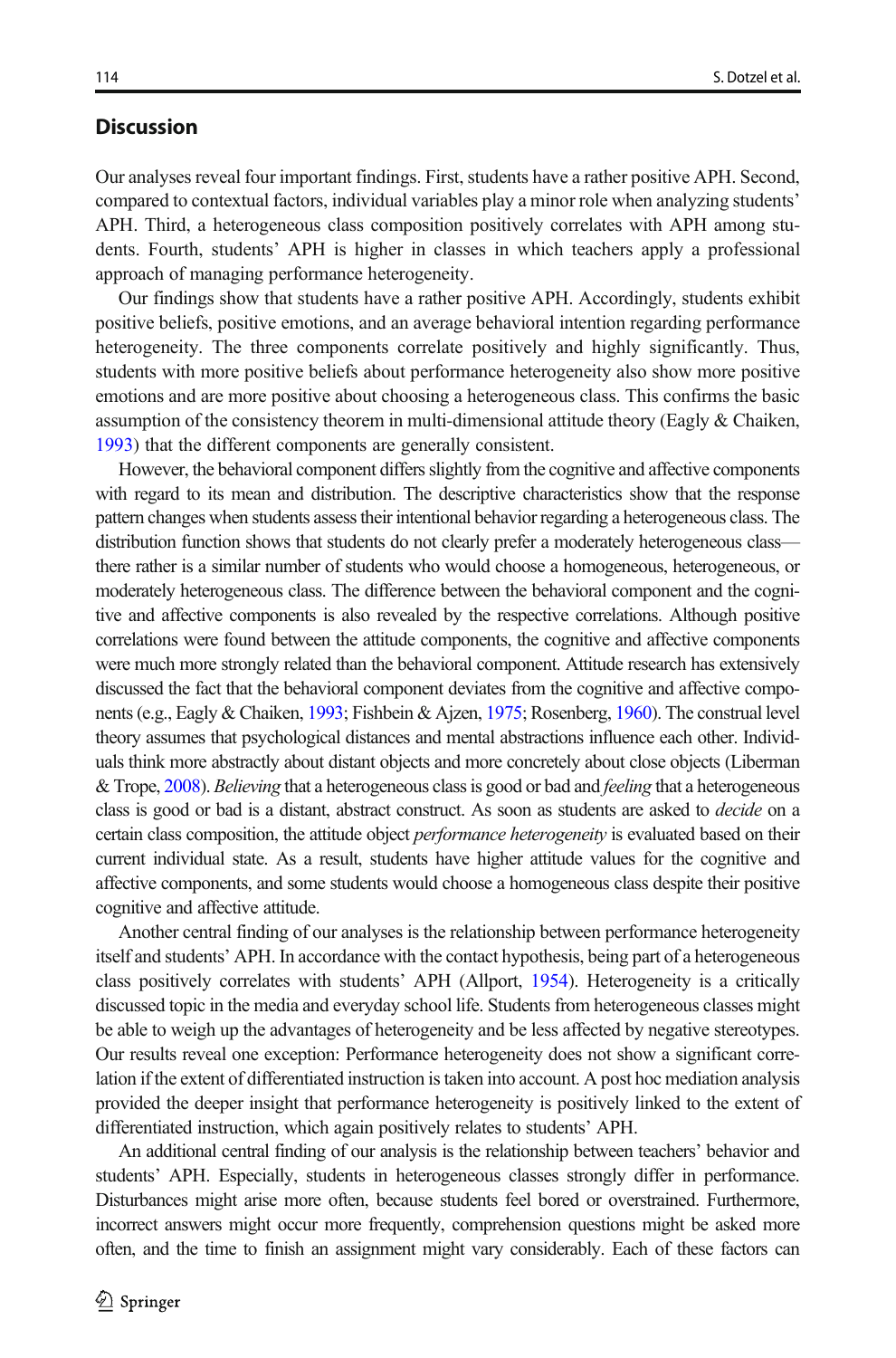## Discussion

Our analyses reveal four important findings. First, students have a rather positive APH. Second, compared to contextual factors, individual variables play a minor role when analyzing students' APH. Third, a heterogeneous class composition positively correlates with APH among students. Fourth, students' APH is higher in classes in which teachers apply a professional approach of managing performance heterogeneity.

Our findings show that students have a rather positive APH. Accordingly, students exhibit positive beliefs, positive emotions, and an average behavioral intention regarding performance heterogeneity. The three components correlate positively and highly significantly. Thus, students with more positive beliefs about performance heterogeneity also show more positive emotions and are more positive about choosing a heterogeneous class. This confirms the basic assumption of the consistency theorem in multi-dimensional attitude theory (Eagly & Chaiken, 1993) that the different components are generally consistent.

However, the behavioral component differs slightly from the cognitive and affective components with regard to its mean and distribution. The descriptive characteristics show that the response pattern changes when students assess their intentional behavior regarding a heterogeneous class. The distribution function shows that students do not clearly prefer a moderately heterogeneous class—there rather is a similar number of students who would choose a homogeneous, heterogeneous, or moderately heterogeneous class. The difference between the behavioral component and the cognitive and affective components is also revealed by the respective correlations. Although positive correlations were found between the attitude components, the cognitive and affective components were much more strongly related than the behavioral component. Attitude research has extensively discussed the fact that the behavioral component deviates from the cognitive and affective components (e.g., Eagly & Chaiken, 1993; Fishbein & Ajzen, 1975; Rosenberg, 1960). The construal level theory assumes that psychological distances and mental abstractions influence each other. Individuals think more abstractly about distant objects and more concretely about close objects (Liberman & Trope, 2008). *Believing* that a heterogeneous class is good or bad and *feeling* that a heterogeneous class is good or bad is a distant, abstract construct. As soon as students are asked to *decide* on a certain class composition, the attitude object *performance heterogeneity* is evaluated based on their current individual state. As a result, students have higher attitude values for the cognitive and affective components, and some students would choose a homogeneous class despite their positive cognitive and affective attitude.

Another central finding of our analyses is the relationship between performance heterogeneity itself and students' APH. In accordance with the contact hypothesis, being part of a heterogeneous class positively correlates with students' APH (Allport, 1954). Heterogeneity is a critically discussed topic in the media and everyday school life. Students from heterogeneous classes might be able to weigh up the advantages of heterogeneity and be less affected by negative stereotypes. Our results reveal one exception: Performance heterogeneity does not show a significant correlation if the extent of differentiated instruction is taken into account. A post hoc mediation analysis provided the deeper insight that performance heterogeneity is positively linked to the extent of differentiated instruction, which again positively relates to students' APH.

An additional central finding of our analysis is the relationship between teachers' behavior and students' APH. Especially, students in heterogeneous classes strongly differ in performance. Disturbances might arise more often, because students feel bored or overstrained. Furthermore, incorrect answers might occur more frequently, comprehension questions might be asked more often, and the time to finish an assignment might vary considerably. Each of these factors can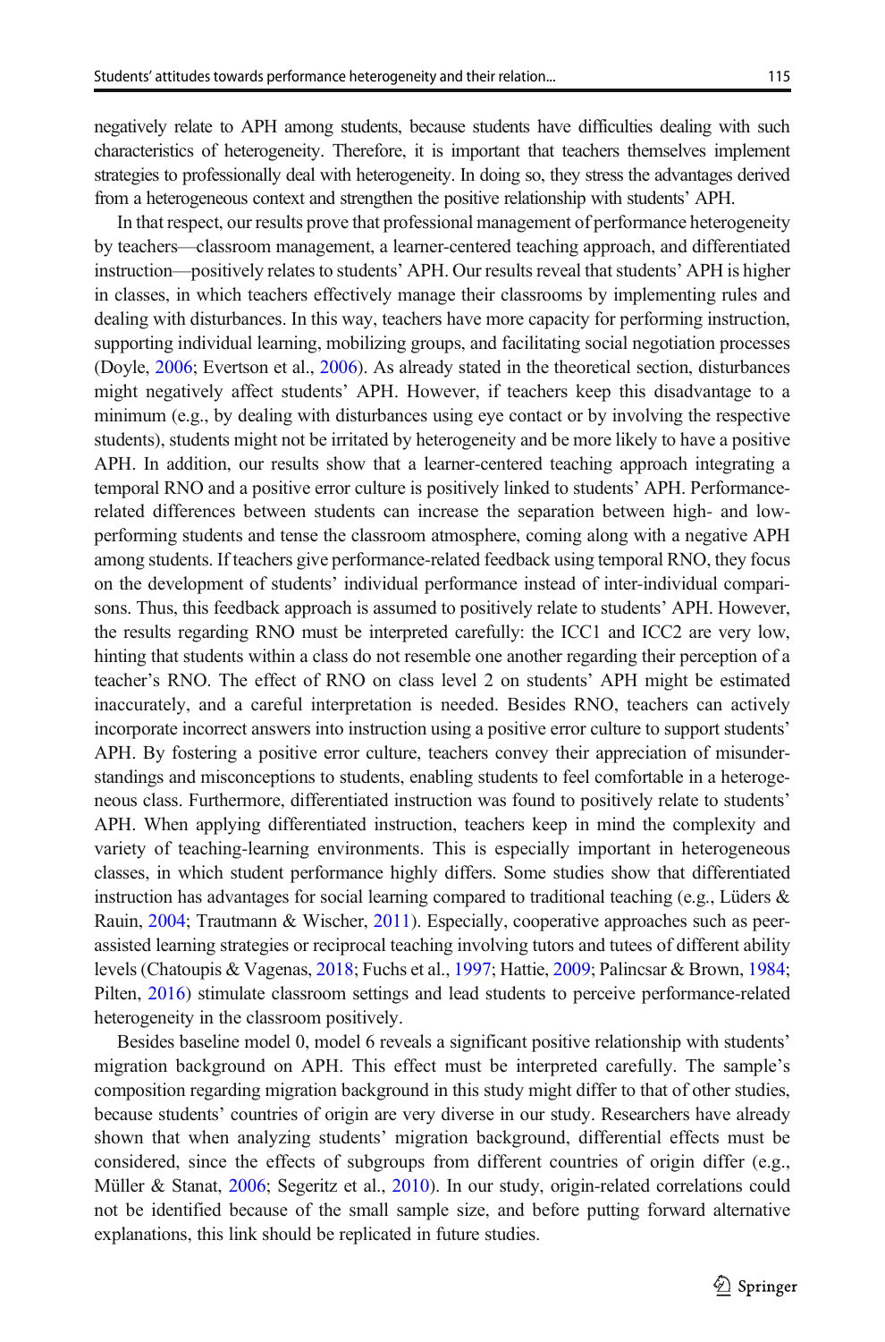negatively relate to APH among students, because students have difficulties dealing with such characteristics of heterogeneity. Therefore, it is important that teachers themselves implement strategies to professionally deal with heterogeneity. In doing so, they stress the advantages derived from a heterogeneous context and strengthen the positive relationship with students' APH.

In that respect, our results prove that professional management of performance heterogeneity by teachers—classroom management, a learner-centered teaching approach, and differentiated instruction—positively relates to students' APH. Our results reveal that students' APH is higher in classes, in which teachers effectively manage their classrooms by implementing rules and dealing with disturbances. In this way, teachers have more capacity for performing instruction, supporting individual learning, mobilizing groups, and facilitating social negotiation processes (Doyle, 2006; Evertson et al., 2006). As already stated in the theoretical section, disturbances might negatively affect students' APH. However, if teachers keep this disadvantage to a minimum (e.g., by dealing with disturbances using eye contact or by involving the respective students), students might not be irritated by heterogeneity and be more likely to have a positive APH. In addition, our results show that a learner-centered teaching approach integrating a temporal RNO and a positive error culture is positively linked to students' APH. Performance-related differences between students can increase the separation between high- and low-performing students and tense the classroom atmosphere, coming along with a negative APH among students. If teachers give performance-related feedback using temporal RNO, they focus on the development of students' individual performance instead of inter-individual comparisons. Thus, this feedback approach is assumed to positively relate to students' APH. However, the results regarding RNO must be interpreted carefully: the ICC1 and ICC2 are very low, hinting that students within a class do not resemble one another regarding their perception of a teacher's RNO. The effect of RNO on class level 2 on students' APH might be estimated inaccurately, and a careful interpretation is needed. Besides RNO, teachers can actively incorporate incorrect answers into instruction using a positive error culture to support students' APH. By fostering a positive error culture, teachers convey their appreciation of misunderstandings and misconceptions to students, enabling students to feel comfortable in a heterogeneous class. Furthermore, differentiated instruction was found to positively relate to students' APH. When applying differentiated instruction, teachers keep in mind the complexity and variety of teaching-learning environments. This is especially important in heterogeneous classes, in which student performance highly differs. Some studies show that differentiated instruction has advantages for social learning compared to traditional teaching (e.g., Lüders & Rauin, 2004; Trautmann & Wischer, 2011). Especially, cooperative approaches such as peer-assisted learning strategies or reciprocal teaching involving tutors and tutees of different ability levels (Chatoupis & Vagenas, 2018; Fuchs et al., 1997; Hattie, 2009; Palincsar & Brown, 1984; Pilten, 2016) stimulate classroom settings and lead students to perceive performance-related heterogeneity in the classroom positively.

Besides baseline model 0, model 6 reveals a significant positive relationship with students' migration background on APH. This effect must be interpreted carefully. The sample's composition regarding migration background in this study might differ to that of other studies, because students' countries of origin are very diverse in our study. Researchers have already shown that when analyzing students' migration background, differential effects must be considered, since the effects of subgroups from different countries of origin differ (e.g., Müller & Stanat, 2006; Segeritz et al., 2010). In our study, origin-related correlations could not be identified because of the small sample size, and before putting forward alternative explanations, this link should be replicated in future studies.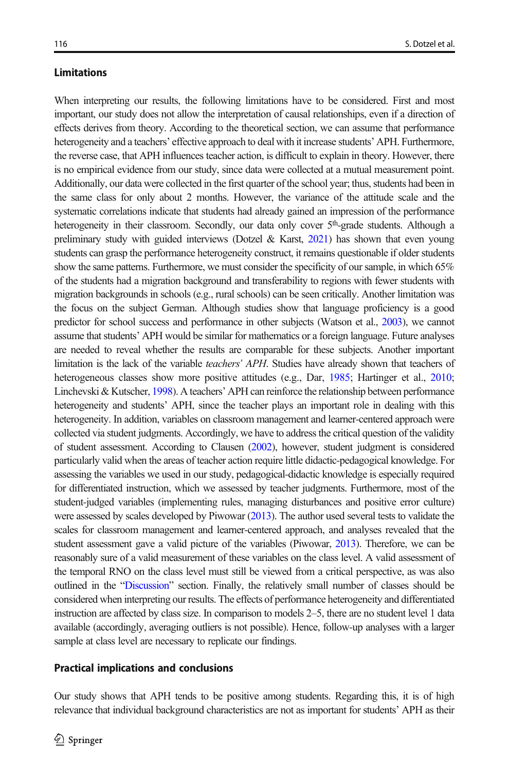## Limitations

When interpreting our results, the following limitations have to be considered. First and most important, our study does not allow the interpretation of causal relationships, even if a direction of effects derives from theory. According to the theoretical section, we can assume that performance heterogeneity and a teachers' effective approach to deal with it increase students' APH. Furthermore, the reverse case, that APH influences teacher action, is difficult to explain in theory. However, there is no empirical evidence from our study, since data were collected at a mutual measurement point. Additionally, our data were collected in the first quarter of the school year; thus, students had been in the same class for only about 2 months. However, the variance of the attitude scale and the systematic correlations indicate that students had already gained an impression of the performance heterogeneity in their classroom. Secondly, our data only cover 5th-grade students. Although a preliminary study with guided interviews (Dotzel & Karst, 2021) has shown that even young students can grasp the performance heterogeneity construct, it remains questionable if older students show the same patterns. Furthermore, we must consider the specificity of our sample, in which 65% of the students had a migration background and transferability to regions with fewer students with migration backgrounds in schools (e.g., rural schools) can be seen critically. Another limitation was the focus on the subject German. Although studies show that language proficiency is a good predictor for school success and performance in other subjects (Watson et al., 2003), we cannot assume that students' APH would be similar for mathematics or a foreign language. Future analyses are needed to reveal whether the results are comparable for these subjects. Another important limitation is the lack of the variable *teachers' APH*. Studies have already shown that teachers of heterogeneous classes show more positive attitudes (e.g., Dar, 1985; Hartinger et al., 2010; Linchevski & Kutscher, 1998). A teachers' APH can reinforce the relationship between performance heterogeneity and students' APH, since the teacher plays an important role in dealing with this heterogeneity. In addition, variables on classroom management and learner-centered approach were collected via student judgments. Accordingly, we have to address the critical question of the validity of student assessment. According to Clausen (2002), however, student judgment is considered particularly valid when the areas of teacher action require little didactic-pedagogical knowledge. For assessing the variables we used in our study, pedagogical-didactic knowledge is especially required for differentiated instruction, which we assessed by teacher judgments. Furthermore, most of the student-judged variables (implementing rules, managing disturbances and positive error culture) were assessed by scales developed by Piwowar (2013). The author used several tests to validate the scales for classroom management and learner-centered approach, and analyses revealed that the student assessment gave a valid picture of the variables (Piwowar, 2013). Therefore, we can be reasonably sure of a valid measurement of these variables on the class level. A valid assessment of the temporal RNO on the class level must still be viewed from a critical perspective, as was also outlined in the "Discussion" section. Finally, the relatively small number of classes should be considered when interpreting our results. The effects of performance heterogeneity and differentiated instruction are affected by class size. In comparison to models 2–5, there are no student level 1 data available (accordingly, averaging outliers is not possible). Hence, follow-up analyses with a larger sample at class level are necessary to replicate our findings.

## Practical implications and conclusions

Our study shows that APH tends to be positive among students. Regarding this, it is of high relevance that individual background characteristics are not as important for students' APH as their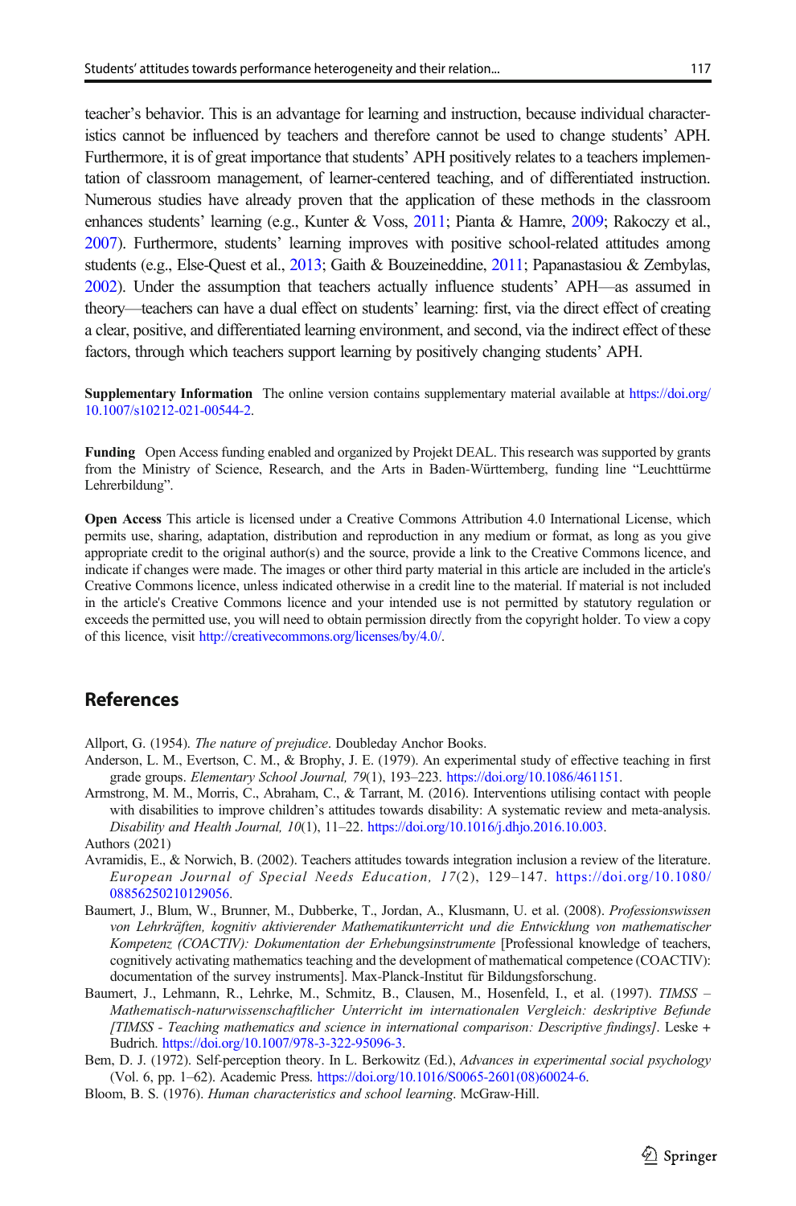teacher's behavior. This is an advantage for learning and instruction, because individual characteristics cannot be influenced by teachers and therefore cannot be used to change students' APH. Furthermore, it is of great importance that students' APH positively relates to a teachers implementation of classroom management, of learner-centered teaching, and of differentiated instruction. Numerous studies have already proven that the application of these methods in the classroom enhances students' learning (e.g., Kunter & Voss, 2011; Pianta & Hamre, 2009; Rakoczy et al., 2007). Furthermore, students' learning improves with positive school-related attitudes among students (e.g., Else-Quest et al., 2013; Gaith & Bouzeineddine, 2011; Papanastasiou & Zembylas, 2002). Under the assumption that teachers actually influence students' APH—as assumed in theory—teachers can have a dual effect on students' learning: first, via the direct effect of creating a clear, positive, and differentiated learning environment, and second, via the indirect effect of these factors, through which teachers support learning by positively changing students' APH.

**Supplementary Information** The online version contains supplementary material available at https://doi.org/10.1007/s10212-021-00544-2.

**Funding** Open Access funding enabled and organized by Projekt DEAL. This research was supported by grants from the Ministry of Science, Research, and the Arts in Baden-Württemberg, funding line "Leuchttürme Lehrerbildung".

**Open Access** This article is licensed under a Creative Commons Attribution 4.0 International License, which permits use, sharing, adaptation, distribution and reproduction in any medium or format, as long as you give appropriate credit to the original author(s) and the source, provide a link to the Creative Commons licence, and indicate if changes were made. The images or other third party material in this article are included in the article's Creative Commons licence, unless indicated otherwise in a credit line to the material. If material is not included in the article's Creative Commons licence and your intended use is not permitted by statutory regulation or exceeds the permitted use, you will need to obtain permission directly from the copyright holder. To view a copy of this licence, visit http://creativecommons.org/licenses/by/4.0/.

## References

Allport, G. (1954). *The nature of prejudice*. Doubleday Anchor Books.

Anderson, L. M., Evertson, C. M., & Brophy, J. E. (1979). An experimental study of effective teaching in first grade groups. *Elementary School Journal, 79*(1), 193–223. https://doi.org/10.1086/461151.

Armstrong, M. M., Morris, C., Abraham, C., & Tarrant, M. (2016). Interventions utilising contact with people with disabilities to improve children's attitudes towards disability: A systematic review and meta-analysis. *Disability and Health Journal, 10*(1), 11–22. https://doi.org/10.1016/j.dhjo.2016.10.003.

Authors (2021)

Avramidis, E., & Norwich, B. (2002). Teachers attitudes towards integration inclusion a review of the literature. *European Journal of Special Needs Education, 17*(2), 129–147. https://doi.org/10.1080/08856250210129056.

Baumert, J., Blum, W., Brunner, M., Dubberke, T., Jordan, A., Klusmann, U. et al. (2008). *Professionswissen von Lehrkräften, kognitiv aktivierender Mathematikunterricht und die Entwicklung von mathematischer Kompetenz (COACTIV): Dokumentation der Erhebungsinstrumente* [Professional knowledge of teachers, cognitively activating mathematics teaching and the development of mathematical competence (COACTIV): documentation of the survey instruments]. Max-Planck-Institut für Bildungsforschung.

Baumert, J., Lehmann, R., Lehrke, M., Schmitz, B., Clausen, M., Hosenfeld, I., et al. (1997). *TIMSS – Mathematisch-naturwissenschaftlicher Unterricht im internationalen Vergleich: deskriptive Befunde [TIMSS - Teaching mathematics and science in international comparison: Descriptive findings]*. Leske + Budrich. https://doi.org/10.1007/978-3-322-95096-3.

Bem, D. J. (1972). Self-perception theory. In L. Berkowitz (Ed.), *Advances in experimental social psychology* (Vol. 6, pp. 1–62). Academic Press. https://doi.org/10.1016/S0065-2601(08)60024-6.

Bloom, B. S. (1976). *Human characteristics and school learning*. McGraw-Hill.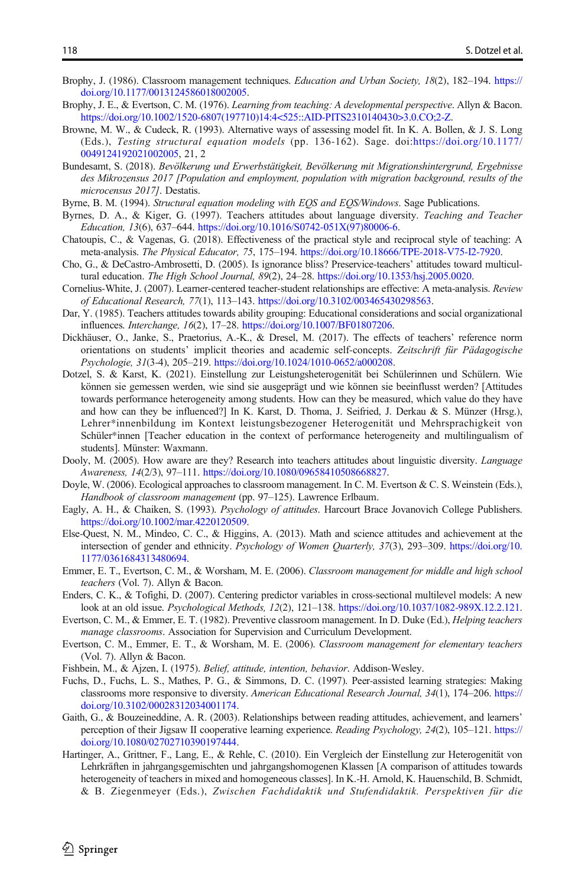Brophy, J. (1986). Classroom management techniques. *Education and Urban Society, 18*(2), 182–194. https://doi.org/10.1177/0013124586018002005.

Brophy, J. E., & Evertson, C. M. (1976). *Learning from teaching: A developmental perspective*. Allyn & Bacon. https://doi.org/10.1002/1520-6807(197710)14:4<525::AID-PITS2310140430>3.0.CO;2-Z.

Browne, M. W., & Cudeck, R. (1993). Alternative ways of assessing model fit. In K. A. Bollen, & J. S. Long (Eds.), *Testing structural equation models* (pp. 136-162). Sage. doi:https://doi.org/10.1177/0049124192021002005, 21, 2

Bundesamt, S. (2018). *Bevölkerung und Erwerbstätigkeit, Bevölkerung mit Migrationshintergrund, Ergebnisse des Mikrozensus 2017 [Population and employment, population with migration background, results of the microcensus 2017]*. Destatis.

Byrne, B. M. (1994). *Structural equation modeling with EQS and EQS/Windows*. Sage Publications.

Byrnes, D. A., & Kiger, G. (1997). Teachers attitudes about language diversity. *Teaching and Teacher Education, 13*(6), 637–644. https://doi.org/10.1016/S0742-051X(97)80006-6.

Chatoupis, C., & Vagenas, G. (2018). Effectiveness of the practical style and reciprocal style of teaching: A meta-analysis. *The Physical Educator, 75*, 175–194. https://doi.org/10.18666/TPE-2018-V75-I2-7920.

Cho, G., & DeCastro-Ambrosetti, D. (2005). Is ignorance bliss? Preservice-teachers' attitudes toward multicultural education. *The High School Journal, 89*(2), 24–28. https://doi.org/10.1353/hsj.2005.0020.

Cornelius-White, J. (2007). Learner-centered teacher-student relationships are effective: A meta-analysis. *Review of Educational Research, 77*(1), 113–143. https://doi.org/10.3102/003465430298563.

Dar, Y. (1985). Teachers attitudes towards ability grouping: Educational considerations and social organizational influences. *Interchange, 16*(2), 17–28. https://doi.org/10.1007/BF01807206.

Dickhäuser, O., Janke, S., Praetorius, A.-K., & Dresel, M. (2017). The effects of teachers' reference norm orientations on students' implicit theories and academic self-concepts. *Zeitschrift für Pädagogische Psychologie, 31*(3-4), 205–219. https://doi.org/10.1024/1010-0652/a000208.

Dotzel, S. & Karst, K. (2021). Einstellung zur Leistungsheterogenität bei Schülerinnen und Schülern. Wie können sie gemessen werden, wie sind sie ausgeprägt und wie können sie beeinflusst werden? [Attitudes towards performance heterogeneity among students. How can they be measured, which value do they have and how can they be influenced?] In K. Karst, D. Thoma, J. Seifried, J. Derkau & S. Münzer (Hrsg.), Lehrer*innenbildung im Kontext leistungsbezogener Heterogenität und Mehrsprachigkeit von Schüler*innen [Teacher education in the context of performance heterogeneity and multilingualism of students]. Münster: Waxmann.

Dooly, M. (2005). How aware are they? Research into teachers attitudes about linguistic diversity. *Language Awareness, 14*(2/3), 97–111. https://doi.org/10.1080/09658410508668827.

Doyle, W. (2006). Ecological approaches to classroom management. In C. M. Evertson & C. S. Weinstein (Eds.), *Handbook of classroom management* (pp. 97–125). Lawrence Erlbaum.

Eagly, A. H., & Chaiken, S. (1993). *Psychology of attitudes*. Harcourt Brace Jovanovich College Publishers. https://doi.org/10.1002/mar.4220120509.

Else-Quest, N. M., Mindeo, C. C., & Higgins, A. (2013). Math and science attitudes and achievement at the intersection of gender and ethnicity. *Psychology of Women Quarterly, 37*(3), 293–309. https://doi.org/10.1177/0361684313480694.

Emmer, E. T., Evertson, C. M., & Worsham, M. E. (2006). *Classroom management for middle and high school teachers* (Vol. 7). Allyn & Bacon.

Enders, C. K., & Tofighi, D. (2007). Centering predictor variables in cross-sectional multilevel models: A new look at an old issue. *Psychological Methods, 12*(2), 121–138. https://doi.org/10.1037/1082-989X.12.2.121.

Evertson, C. M., & Emmer, E. T. (1982). Preventive classroom management. In D. Duke (Ed.), *Helping teachers manage classrooms*. Association for Supervision and Curriculum Development.

Evertson, C. M., Emmer, E. T., & Worsham, M. E. (2006). *Classroom management for elementary teachers* (Vol. 7). Allyn & Bacon.

Fishbein, M., & Ajzen, I. (1975). *Belief, attitude, intention, behavior*. Addison-Wesley.

Fuchs, D., Fuchs, L. S., Mathes, P. G., & Simmons, D. C. (1997). Peer-assisted learning strategies: Making classrooms more responsive to diversity. *American Educational Research Journal, 34*(1), 174–206. https://doi.org/10.3102/00028312034001174.

Gaith, G., & Bouzeineddine, A. R. (2003). Relationships between reading attitudes, achievement, and learners' perception of their Jigsaw II cooperative learning experience. *Reading Psychology, 24*(2), 105–121. https://doi.org/10.1080/02702710390197444.

Hartinger, A., Grittner, F., Lang, E., & Rehle, C. (2010). Ein Vergleich der Einstellung zur Heterogenität von Lehrkräften in jahrgangsgemischten und jahrgangshomogenen Klassen [A comparison of attitudes towards heterogeneity of teachers in mixed and homogeneous classes]. In K.-H. Arnold, K. Hauenschild, B. Schmidt, & B. Ziegenmeyer (Eds.), *Zwischen Fachdidaktik und Stufendidaktik. Perspektiven für die*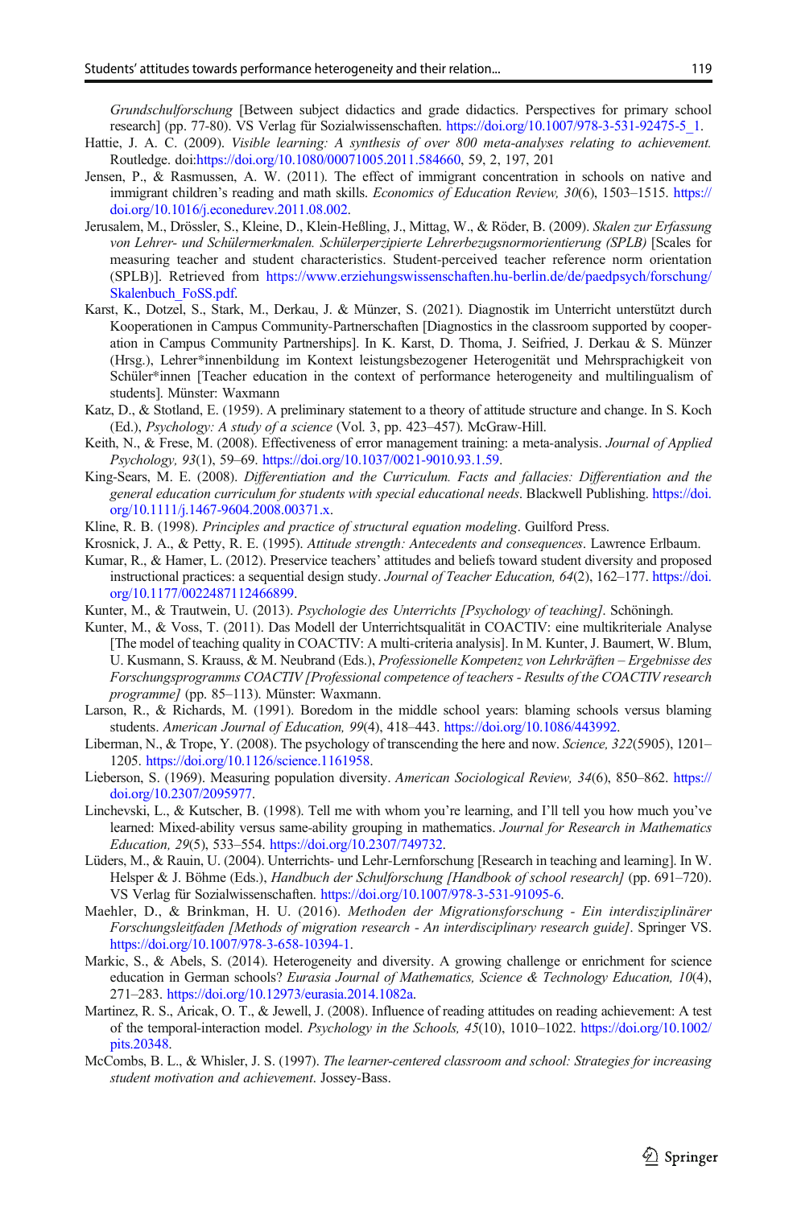*Grundschulforschung* [Between subject didactics and grade didactics. Perspectives for primary school research] (pp. 77-80). VS Verlag für Sozialwissenschaften. https://doi.org/10.1007/978-3-531-92475-5_1.

Hattie, J. A. C. (2009). *Visible learning: A synthesis of over 800 meta-analyses relating to achievement.* Routledge. doi:https://doi.org/10.1080/00071005.2011.584660, 59, 2, 197, 201

Jensen, P., & Rasmussen, A. W. (2011). The effect of immigrant concentration in schools on native and immigrant children's reading and math skills. *Economics of Education Review, 30*(6), 1503–1515. https://doi.org/10.1016/j.econedurev.2011.08.002.

Jerusalem, M., Drössler, S., Kleine, D., Klein-Heßling, J., Mittag, W., & Röder, B. (2009). *Skalen zur Erfassung von Lehrer- und Schülermerkmalen. Schülerperzipierte Lehrerbezugsnormorientierung (SPLB)* [Scales for measuring teacher and student characteristics. Student-perceived teacher reference norm orientation (SPLB)]. Retrieved from https://www.erziehungswissenschaften.hu-berlin.de/de/paedpsych/forschung/Skalenbuch_FoSS.pdf.

Karst, K., Dotzel, S., Stark, M., Derkau, J. & Münzer, S. (2021). Diagnostik im Unterricht unterstützt durch Kooperationen in Campus Community-Partnerschaften [Diagnostics in the classroom supported by cooperation in Campus Community Partnerships]. In K. Karst, D. Thoma, J. Seifried, J. Derkau & S. Münzer (Hrsg.), Lehrer*innenbildung im Kontext leistungsbezogener Heterogenität und Mehrsprachigkeit von Schüler*innen [Teacher education in the context of performance heterogeneity and multilingualism of students]. Münster: Waxmann

Katz, D., & Stotland, E. (1959). A preliminary statement to a theory of attitude structure and change. In S. Koch (Ed.), *Psychology: A study of a science* (Vol. 3, pp. 423–457). McGraw-Hill.

Keith, N., & Frese, M. (2008). Effectiveness of error management training: a meta-analysis. *Journal of Applied Psychology, 93*(1), 59–69. https://doi.org/10.1037/0021-9010.93.1.59.

King-Sears, M. E. (2008). *Differentiation and the Curriculum. Facts and fallacies: Differentiation and the general education curriculum for students with special educational needs*. Blackwell Publishing. https://doi.org/10.1111/j.1467-9604.2008.00371.x.

Kline, R. B. (1998). *Principles and practice of structural equation modeling*. Guilford Press.

Krosnick, J. A., & Petty, R. E. (1995). *Attitude strength: Antecedents and consequences*. Lawrence Erlbaum.

Kumar, R., & Hamer, L. (2012). Preservice teachers' attitudes and beliefs toward student diversity and proposed instructional practices: a sequential design study. *Journal of Teacher Education, 64*(2), 162–177. https://doi.org/10.1177/0022487112466899.

Kunter, M., & Trautwein, U. (2013). *Psychologie des Unterrichts [Psychology of teaching]*. Schöningh.

Kunter, M., & Voss, T. (2011). Das Modell der Unterrichtsqualität in COACTIV: eine multikriteriale Analyse [The model of teaching quality in COACTIV: A multi-criteria analysis]. In M. Kunter, J. Baumert, W. Blum, U. Kusmann, S. Krauss, & M. Neubrand (Eds.), *Professionelle Kompetenz von Lehrkräften – Ergebnisse des Forschungsprogramms COACTIV [Professional competence of teachers - Results of the COACTIV research programme]* (pp. 85–113). Münster: Waxmann.

Larson, R., & Richards, M. (1991). Boredom in the middle school years: blaming schools versus blaming students. *American Journal of Education, 99*(4), 418–443. https://doi.org/10.1086/443992.

Liberman, N., & Trope, Y. (2008). The psychology of transcending the here and now. *Science, 322*(5905), 1201–1205. https://doi.org/10.1126/science.1161958.

Lieberson, S. (1969). Measuring population diversity. *American Sociological Review, 34*(6), 850–862. https://doi.org/10.2307/2095977.

Linchevski, L., & Kutscher, B. (1998). Tell me with whom you're learning, and I'll tell you how much you've learned: Mixed-ability versus same-ability grouping in mathematics. *Journal for Research in Mathematics Education, 29*(5), 533–554. https://doi.org/10.2307/749732.

Lüders, M., & Rauin, U. (2004). Unterrichts- und Lehr-Lernforschung [Research in teaching and learning]. In W. Helsper & J. Böhme (Eds.), *Handbuch der Schulforschung [Handbook of school research]* (pp. 691–720). VS Verlag für Sozialwissenschaften. https://doi.org/10.1007/978-3-531-91095-6.

Maehler, D., & Brinkman, H. U. (2016). *Methoden der Migrationsforschung - Ein interdisziplinärer Forschungsleitfaden [Methods of migration research - An interdisciplinary research guide]*. Springer VS. https://doi.org/10.1007/978-3-658-10394-1.

Markic, S., & Abels, S. (2014). Heterogeneity and diversity. A growing challenge or enrichment for science education in German schools? *Eurasia Journal of Mathematics, Science & Technology Education, 10*(4), 271–283. https://doi.org/10.12973/eurasia.2014.1082a.

Martinez, R. S., Aricak, O. T., & Jewell, J. (2008). Influence of reading attitudes on reading achievement: A test of the temporal-interaction model. *Psychology in the Schools, 45*(10), 1010–1022. https://doi.org/10.1002/pits.20348.

McCombs, B. L., & Whisler, J. S. (1997). *The learner-centered classroom and school: Strategies for increasing student motivation and achievement*. Jossey-Bass.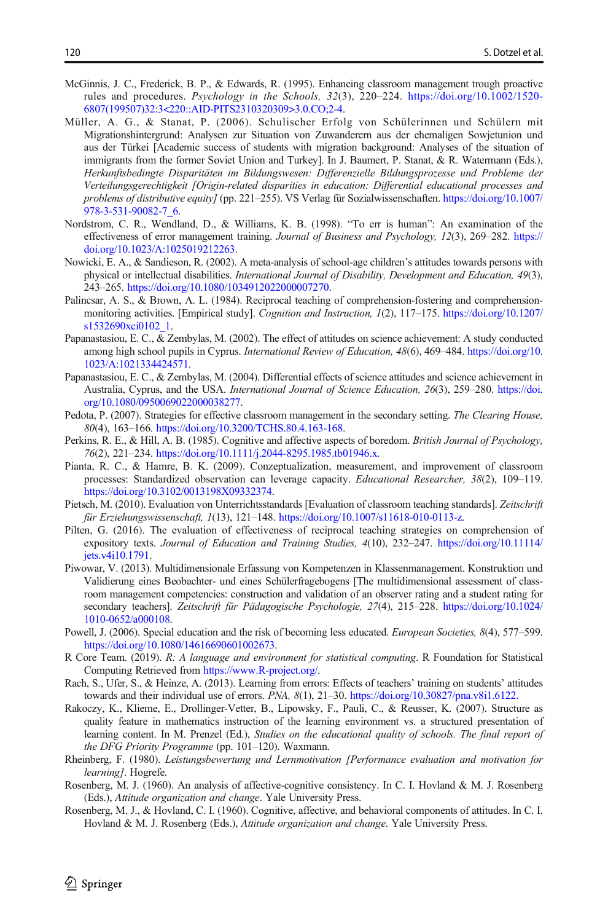McGinnis, J. C., Frederick, B. P., & Edwards, R. (1995). Enhancing classroom management trough proactive rules and procedures. *Psychology in the Schools, 32*(3), 220–224. https://doi.org/10.1002/1520-6807(199507)32:3<220::AID-PITS2310320309>3.0.CO;2-4.

Müller, A. G., & Stanat, P. (2006). Schulischer Erfolg von Schülerinnen und Schülern mit Migrationshintergrund: Analysen zur Situation von Zuwanderern aus der ehemaligen Sowjetunion und aus der Türkei [Academic success of students with migration background: Analyses of the situation of immigrants from the former Soviet Union and Turkey]. In J. Baumert, P. Stanat, & R. Watermann (Eds.), *Herkunftsbedingte Disparitäten im Bildungswesen: Differenzielle Bildungsprozesse und Probleme der Verteilungsgerechtigkeit [Origin-related disparities in education: Differential educational processes and problems of distributive equity]* (pp. 221–255). VS Verlag für Sozialwissenschaften. https://doi.org/10.1007/978-3-531-90082-7_6.

Nordstrom, C. R., Wendland, D., & Williams, K. B. (1998). "To err is human": An examination of the effectiveness of error management training. *Journal of Business and Psychology, 12*(3), 269–282. https://doi.org/10.1023/A:1025019212263.

Nowicki, E. A., & Sandieson, R. (2002). A meta-analysis of school-age children's attitudes towards persons with physical or intellectual disabilities. *International Journal of Disability, Development and Education, 49*(3), 243–265. https://doi.org/10.1080/1034912022000007270.

Palincsar, A. S., & Brown, A. L. (1984). Reciprocal teaching of comprehension-fostering and comprehension-monitoring activities. [Empirical study]. *Cognition and Instruction, 1*(2), 117–175. https://doi.org/10.1207/s1532690xci0102_1.

Papanastasiou, E. C., & Zembylas, M. (2002). The effect of attitudes on science achievement: A study conducted among high school pupils in Cyprus. *International Review of Education, 48*(6), 469–484. https://doi.org/10.1023/A:1021334424571.

Papanastasiou, E. C., & Zembylas, M. (2004). Differential effects of science attitudes and science achievement in Australia, Cyprus, and the USA. *International Journal of Science Education, 26*(3), 259–280. https://doi.org/10.1080/0950069022000038277.

Pedota, P. (2007). Strategies for effective classroom management in the secondary setting. *The Clearing House, 80*(4), 163–166. https://doi.org/10.3200/TCHS.80.4.163-168.

Perkins, R. E., & Hill, A. B. (1985). Cognitive and affective aspects of boredom. *British Journal of Psychology, 76*(2), 221–234. https://doi.org/10.1111/j.2044-8295.1985.tb01946.x.

Pianta, R. C., & Hamre, B. K. (2009). Conceptualization, measurement, and improvement of classroom processes: Standardized observation can leverage capacity. *Educational Researcher, 38*(2), 109–119. https://doi.org/10.3102/0013198X09332374.

Pietsch, M. (2010). Evaluation von Unterrichtsstandards [Evaluation of classroom teaching standards]. *Zeitschrift für Erziehungswissenschaft, 1*(13), 121–148. https://doi.org/10.1007/s11618-010-0113-z.

Pilten, G. (2016). The evaluation of effectiveness of reciprocal teaching strategies on comprehension of expository texts. *Journal of Education and Training Studies, 4*(10), 232–247. https://doi.org/10.11114/jets.v4i10.1791.

Piwowar, V. (2013). Multidimensionale Erfassung von Kompetenzen in Klassenmanagement. Konstruktion und Validierung eines Beobachter- und eines Schülerfragebogens [The multidimensional assessment of classroom management competencies: construction and validation of an observer rating and a student rating for secondary teachers]. *Zeitschrift für Pädagogische Psychologie, 27*(4), 215–228. https://doi.org/10.1024/1010-0652/a000108.

Powell, J. (2006). Special education and the risk of becoming less educated. *European Societies, 8*(4), 577–599. https://doi.org/10.1080/14616690601002673.

R Core Team. (2019). *R: A language and environment for statistical computing*. R Foundation for Statistical Computing Retrieved from https://www.R-project.org/.

Rach, S., Ufer, S., & Heinze, A. (2013). Learning from errors: Effects of teachers' training on students' attitudes towards and their individual use of errors. *PNA, 8*(1), 21–30. https://doi.org/10.30827/pna.v8i1.6122.

Rakoczy, K., Klieme, E., Drollinger-Vetter, B., Lipowsky, F., Pauli, C., & Reusser, K. (2007). Structure as quality feature in mathematics instruction of the learning environment vs. a structured presentation of learning content. In M. Prenzel (Ed.), *Studies on the educational quality of schools. The final report of the DFG Priority Programme* (pp. 101–120). Waxmann.

Rheinberg, F. (1980). *Leistungsbewertung und Lernmotivation [Performance evaluation and motivation for learning]*. Hogrefe.

Rosenberg, M. J. (1960). An analysis of affective-cognitive consistency. In C. I. Hovland & M. J. Rosenberg (Eds.), *Attitude organization and change*. Yale University Press.

Rosenberg, M. J., & Hovland, C. I. (1960). Cognitive, affective, and behavioral components of attitudes. In C. I. Hovland & M. J. Rosenberg (Eds.), *Attitude organization and change*. Yale University Press.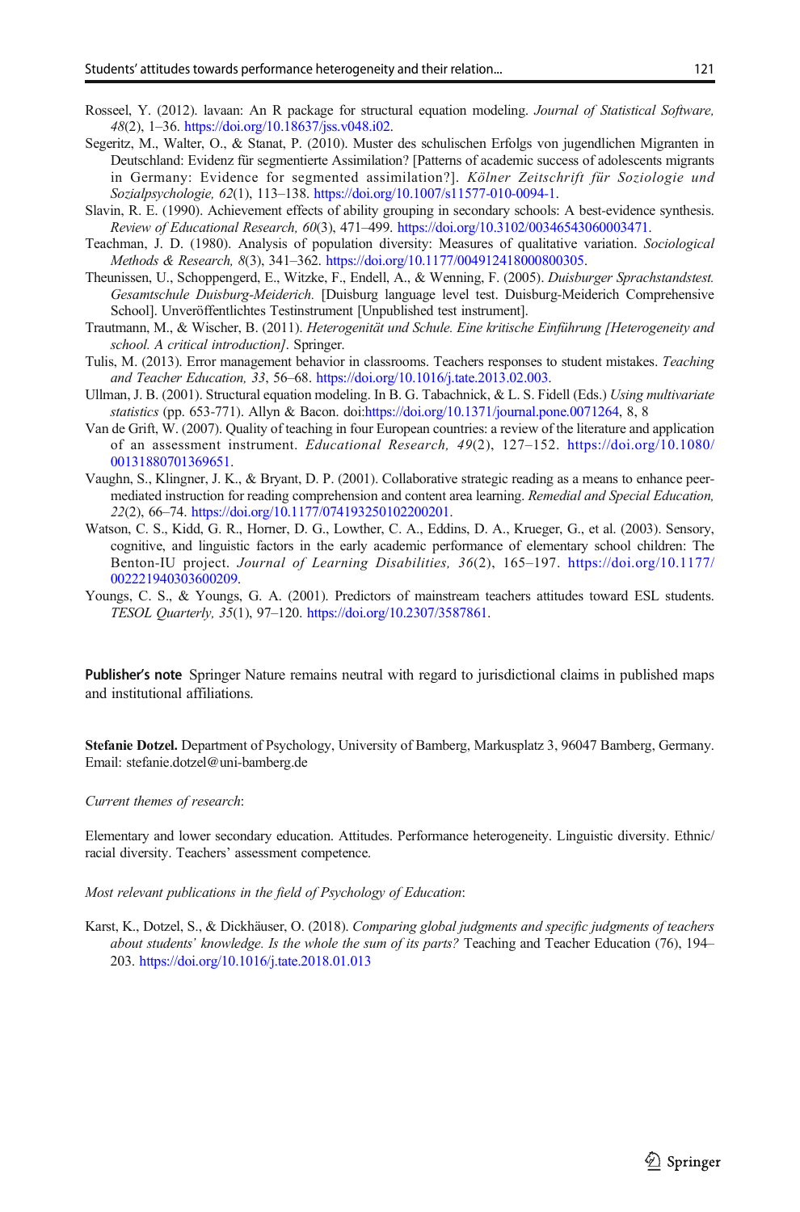Rosseel, Y. (2012). lavaan: An R package for structural equation modeling. *Journal of Statistical Software, 48*(2), 1–36. https://doi.org/10.18637/jss.v048.i02.

Segeritz, M., Walter, O., & Stanat, P. (2010). Muster des schulischen Erfolgs von jugendlichen Migranten in Deutschland: Evidenz für segmentierte Assimilation? [Patterns of academic success of adolescents migrants in Germany: Evidence for segmented assimilation?]. *Kölner Zeitschrift für Soziologie und Sozialpsychologie, 62*(1), 113–138. https://doi.org/10.1007/s11577-010-0094-1.

Slavin, R. E. (1990). Achievement effects of ability grouping in secondary schools: A best-evidence synthesis. *Review of Educational Research, 60*(3), 471–499. https://doi.org/10.3102/00346543060003471.

Teachman, J. D. (1980). Analysis of population diversity: Measures of qualitative variation. *Sociological Methods & Research, 8*(3), 341–362. https://doi.org/10.1177/004912418000800305.

Theunissen, U., Schoppengerd, E., Witzke, F., Endell, A., & Wenning, F. (2005). *Duisburger Sprachstandstest. Gesamtschule Duisburg-Meiderich.* [Duisburg language level test. Duisburg-Meiderich Comprehensive School]. Unveröffentlichtes Testinstrument [Unpublished test instrument].

Trautmann, M., & Wischer, B. (2011). *Heterogenität und Schule. Eine kritische Einführung [Heterogeneity and school. A critical introduction]*. Springer.

Tulis, M. (2013). Error management behavior in classrooms. Teachers responses to student mistakes. *Teaching and Teacher Education, 33*, 56–68. https://doi.org/10.1016/j.tate.2013.02.003.

Ullman, J. B. (2001). Structural equation modeling. In B. G. Tabachnick, & L. S. Fidell (Eds.) *Using multivariate statistics* (pp. 653-771). Allyn & Bacon. doi:https://doi.org/10.1371/journal.pone.0071264, 8, 8

Van de Grift, W. (2007). Quality of teaching in four European countries: a review of the literature and application of an assessment instrument. *Educational Research, 49*(2), 127–152. https://doi.org/10.1080/00131880701369651.

Vaughn, S., Klingner, J. K., & Bryant, D. P. (2001). Collaborative strategic reading as a means to enhance peer-mediated instruction for reading comprehension and content area learning. *Remedial and Special Education, 22*(2), 66–74. https://doi.org/10.1177/074193250102200201.

Watson, C. S., Kidd, G. R., Horner, D. G., Lowther, C. A., Eddins, D. A., Krueger, G., et al. (2003). Sensory, cognitive, and linguistic factors in the early academic performance of elementary school children: The Benton-IU project. *Journal of Learning Disabilities, 36*(2), 165–197. https://doi.org/10.1177/002221940303600209.

Youngs, C. S., & Youngs, G. A. (2001). Predictors of mainstream teachers attitudes toward ESL students. *TESOL Quarterly, 35*(1), 97–120. https://doi.org/10.2307/3587861.

**Publisher's note** Springer Nature remains neutral with regard to jurisdictional claims in published maps and institutional affiliations.

**Stefanie Dotzel.** Department of Psychology, University of Bamberg, Markusplatz 3, 96047 Bamberg, Germany. Email: stefanie.dotzel@uni-bamberg.de

*Current themes of research*:

Elementary and lower secondary education. Attitudes. Performance heterogeneity. Linguistic diversity. Ethnic/racial diversity. Teachers' assessment competence.

*Most relevant publications in the field of Psychology of Education*:

Karst, K., Dotzel, S., & Dickhäuser, O. (2018). *Comparing global judgments and specific judgments of teachers about students' knowledge. Is the whole the sum of its parts?* Teaching and Teacher Education (76), 194–203. https://doi.org/10.1016/j.tate.2018.01.013